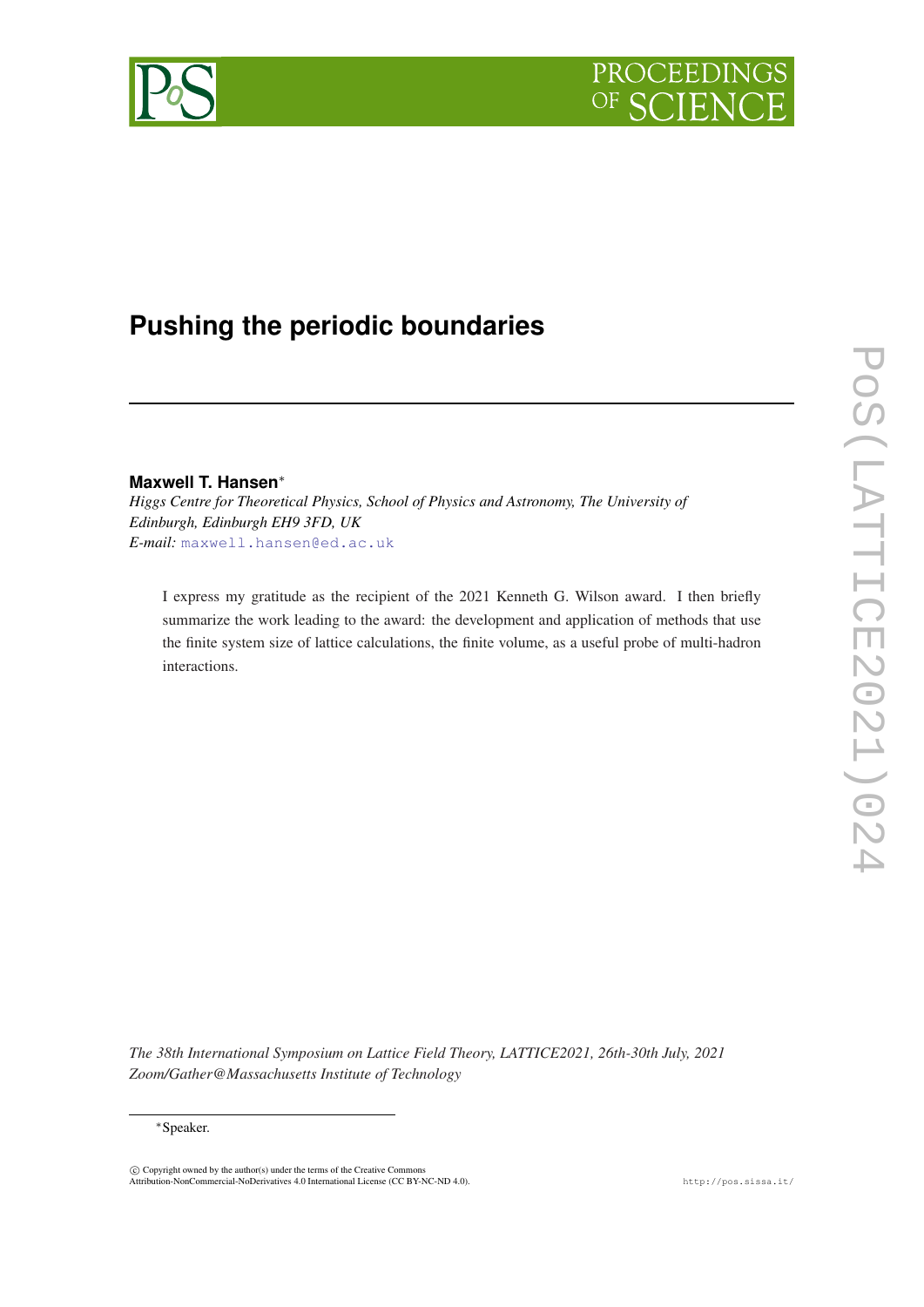# Pushing the periodic boundaries

**Maxwell T. Hansen***

*Higgs Centre for Theoretical Physics, School of Physics and Astronomy, The University of Edinburgh, Edinburgh EH9 3FD, UK*

*E-mail:* maxwell.hansen@ed.ac.uk

I express my gratitude as the recipient of the 2021 Kenneth G. Wilson award. I then briefly summarize the work leading to the award: the development and application of methods that use the finite system size of lattice calculations, the finite volume, as a useful probe of multi-hadron interactions.

*The 38th International Symposium on Lattice Field Theory, LATTICE2021, 26th-30th July, 2021 Zoom/Gather@Massachusetts Institute of Technology*

*Speaker.

© Copyright owned by the author(s) under the terms of the Creative Commons Attribution-NonCommercial-NoDerivatives 4.0 International License (CC BY-NC-ND 4.0).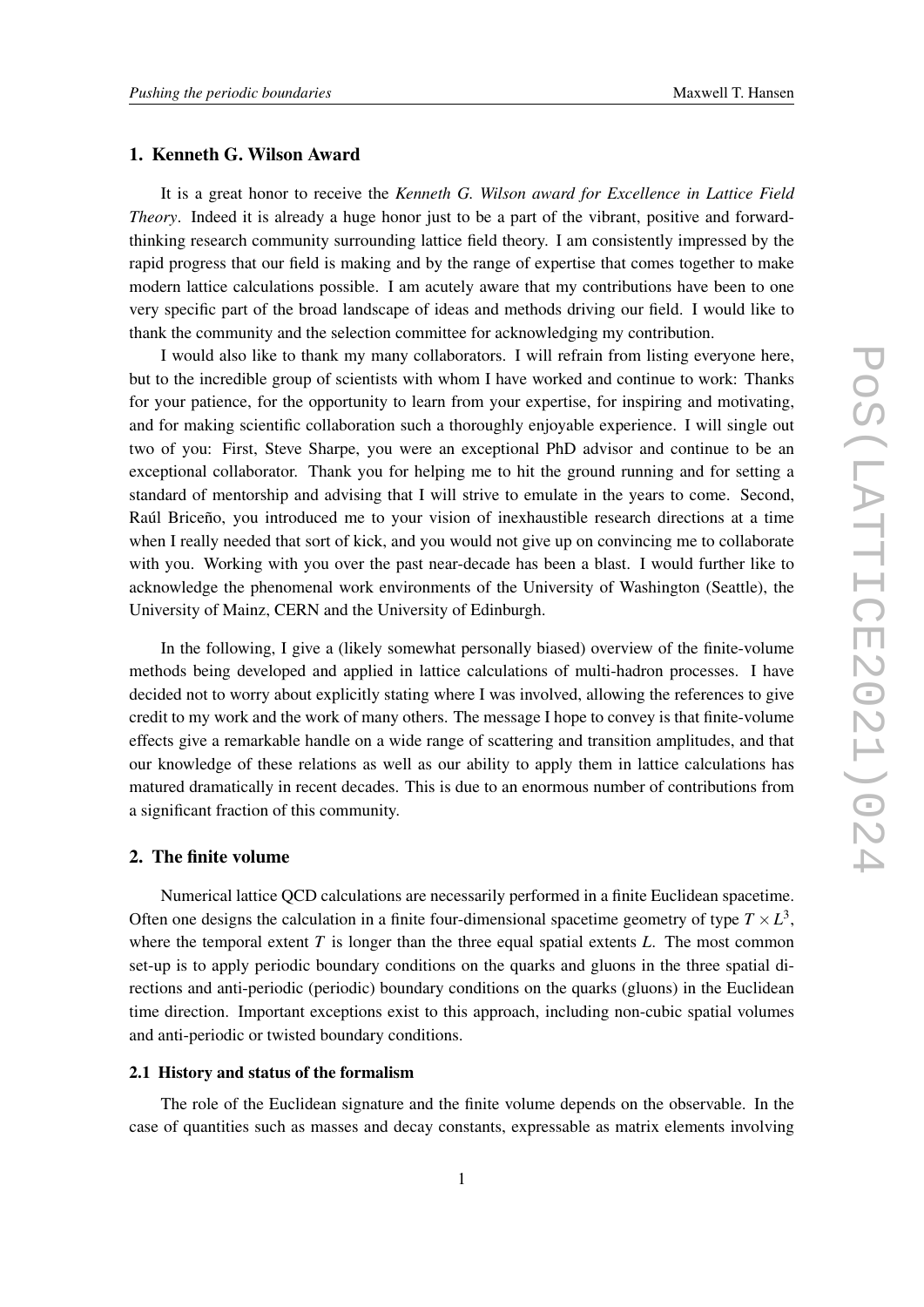## 1. Kenneth G. Wilson Award

It is a great honor to receive the *Kenneth G. Wilson award for Excellence in Lattice Field Theory*. Indeed it is already a huge honor just to be a part of the vibrant, positive and forward-thinking research community surrounding lattice field theory. I am consistently impressed by the rapid progress that our field is making and by the range of expertise that comes together to make modern lattice calculations possible. I am acutely aware that my contributions have been to one very specific part of the broad landscape of ideas and methods driving our field. I would like to thank the community and the selection committee for acknowledging my contribution.

I would also like to thank my many collaborators. I will refrain from listing everyone here, but to the incredible group of scientists with whom I have worked and continue to work: Thanks for your patience, for the opportunity to learn from your expertise, for inspiring and motivating, and for making scientific collaboration such a thoroughly enjoyable experience. I will single out two of you: First, Steve Sharpe, you were an exceptional PhD advisor and continue to be an exceptional collaborator. Thank you for helping me to hit the ground running and for setting a standard of mentorship and advising that I will strive to emulate in the years to come. Second, Raúl Briceño, you introduced me to your vision of inexhaustible research directions at a time when I really needed that sort of kick, and you would not give up on convincing me to collaborate with you. Working with you over the past near-decade has been a blast. I would further like to acknowledge the phenomenal work environments of the University of Washington (Seattle), the University of Mainz, CERN and the University of Edinburgh.

In the following, I give a (likely somewhat personally biased) overview of the finite-volume methods being developed and applied in lattice calculations of multi-hadron processes. I have decided not to worry about explicitly stating where I was involved, allowing the references to give credit to my work and the work of many others. The message I hope to convey is that finite-volume effects give a remarkable handle on a wide range of scattering and transition amplitudes, and that our knowledge of these relations as well as our ability to apply them in lattice calculations has matured dramatically in recent decades. This is due to an enormous number of contributions from a significant fraction of this community.

## 2. The finite volume

Numerical lattice QCD calculations are necessarily performed in a finite Euclidean spacetime. Often one designs the calculation in a finite four-dimensional spacetime geometry of type $T \times L^3$, where the temporal extent $T$ is longer than the three equal spatial extents $L$. The most common set-up is to apply periodic boundary conditions on the quarks and gluons in the three spatial directions and anti-periodic (periodic) boundary conditions on the quarks (gluons) in the Euclidean time direction. Important exceptions exist to this approach, including non-cubic spatial volumes and anti-periodic or twisted boundary conditions.

### 2.1 History and status of the formalism

The role of the Euclidean signature and the finite volume depends on the observable. In the case of quantities such as masses and decay constants, expressable as matrix elements involving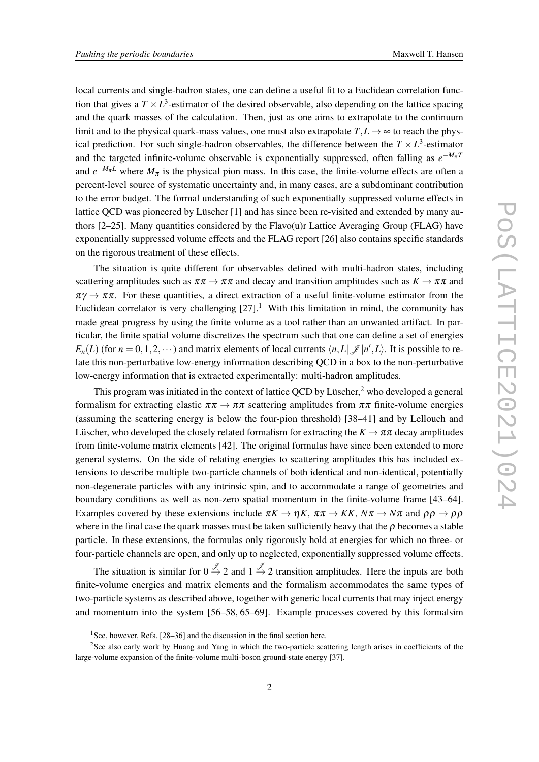local currents and single-hadron states, one can define a useful fit to a Euclidean correlation function that gives a $T \times L^3$-estimator of the desired observable, also depending on the lattice spacing and the quark masses of the calculation. Then, just as one aims to extrapolate to the continuum limit and to the physical quark-mass values, one must also extrapolate $T, L \to \infty$ to reach the physical prediction. For such single-hadron observables, the difference between the $T \times L^3$-estimator and the targeted infinite-volume observable is exponentially suppressed, often falling as $e^{-M_\pi T}$ and $e^{-M_\pi L}$ where $M_\pi$ is the physical pion mass. In this case, the finite-volume effects are often a percent-level source of systematic uncertainty and, in many cases, are a subdominant contribution to the error budget. The formal understanding of such exponentially suppressed volume effects in lattice QCD was pioneered by Lüscher [1] and has since been re-visited and extended by many authors [2–25]. Many quantities considered by the Flavo(u)r Lattice Averaging Group (FLAG) have exponentially suppressed volume effects and the FLAG report [26] also contains specific standards on the rigorous treatment of these effects.

The situation is quite different for observables defined with multi-hadron states, including scattering amplitudes such as $\pi\pi \to \pi\pi$ and decay and transition amplitudes such as $K \to \pi\pi$ and $\pi\gamma \to \pi\pi$. For these quantities, a direct extraction of a useful finite-volume estimator from the Euclidean correlator is very challenging [27].[1] With this limitation in mind, the community has made great progress by using the finite volume as a tool rather than an unwanted artifact. In particular, the finite spatial volume discretizes the spectrum such that one can define a set of energies $E_n(L)$ (for $n = 0, 1, 2, \cdots$) and matrix elements of local currents $\langle n, L | \mathscr{J} | n', L \rangle$. It is possible to relate this non-perturbative low-energy information describing QCD in a box to the non-perturbative low-energy information that is extracted experimentally: multi-hadron amplitudes.

This program was initiated in the context of lattice QCD by Lüscher,[2] who developed a general formalism for extracting elastic $\pi\pi \to \pi\pi$ scattering amplitudes from $\pi\pi$ finite-volume energies (assuming the scattering energy is below the four-pion threshold) [38–41] and by Lellouch and Lüscher, who developed the closely related formalism for extracting the $K \to \pi\pi$ decay amplitudes from finite-volume matrix elements [42]. The original formulas have since been extended to more general systems. On the side of relating energies to scattering amplitudes this has included extensions to describe multiple two-particle channels of both identical and non-identical, potentially non-degenerate particles with any intrinsic spin, and to accommodate a range of geometries and boundary conditions as well as non-zero spatial momentum in the finite-volume frame [43–64]. Examples covered by these extensions include $\pi K \to \eta K$, $\pi\pi \to K\overline{K}$, $N\pi \to N\pi$ and $\rho\rho \to \rho\rho$ where in the final case the quark masses must be taken sufficiently heavy that the $\rho$ becomes a stable particle. In these extensions, the formulas only rigorously hold at energies for which no three- or four-particle channels are open, and only up to neglected, exponentially suppressed volume effects.

The situation is similar for $0 \xrightarrow{\mathscr{J}} 2$ and $1 \xrightarrow{\mathscr{J}} 2$ transition amplitudes. Here the inputs are both finite-volume energies and matrix elements and the formalism accommodates the same types of two-particle systems as described above, together with generic local currents that may inject energy and momentum into the system [56–58, 65–69]. Example processes covered by this formalsim

[1] See, however, Refs. [28–36] and the discussion in the final section here.

[2] See also early work by Huang and Yang in which the two-particle scattering length arises in coefficients of the large-volume expansion of the finite-volume multi-boson ground-state energy [37].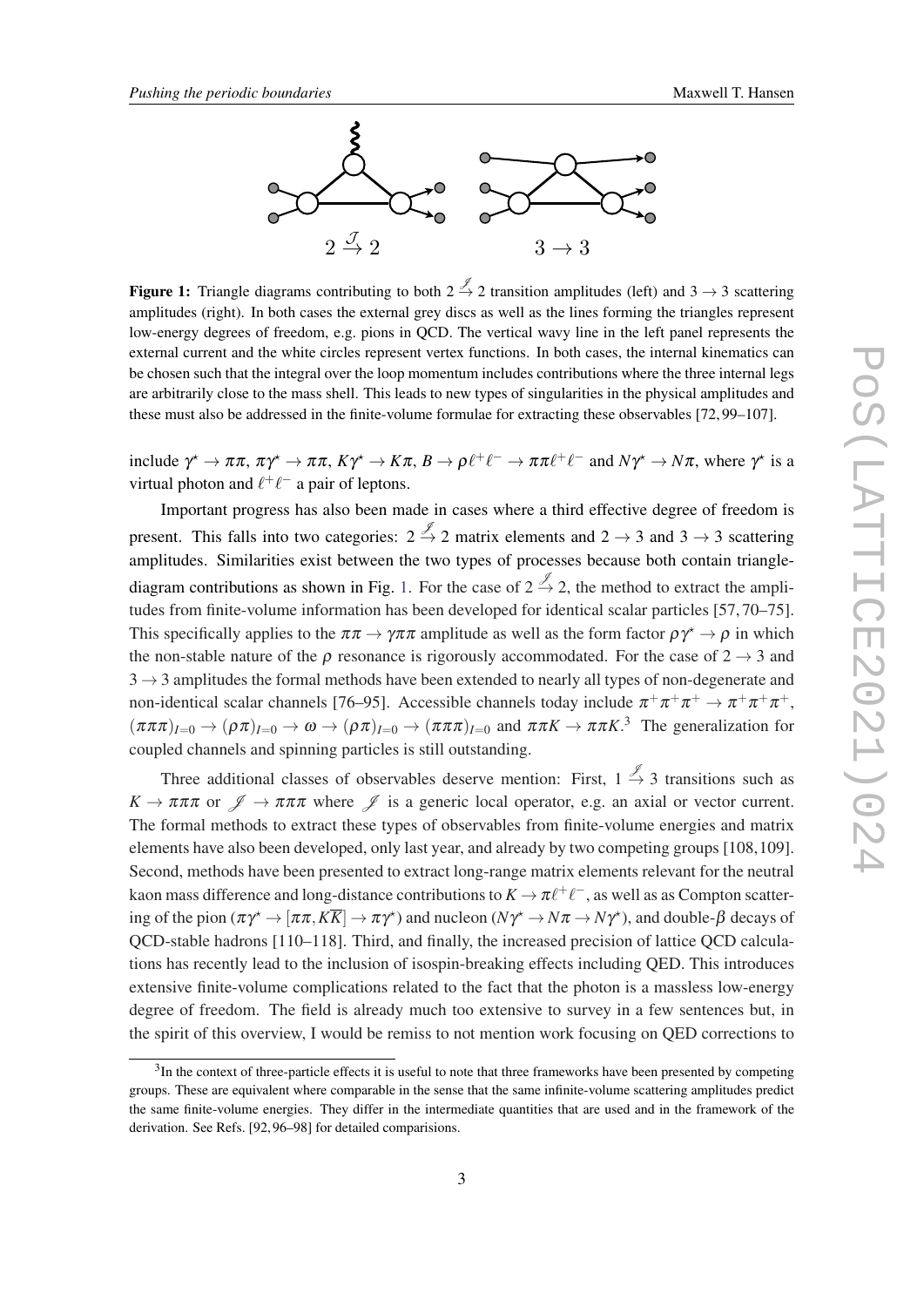**Figure 1:** Triangle diagrams contributing to both $2 \xrightarrow{\mathscr{J}} 2$ transition amplitudes (left) and $3 \to 3$ scattering amplitudes (right). In both cases the external grey discs as well as the lines forming the triangles represent low-energy degrees of freedom, e.g. pions in QCD. The vertical wavy line in the left panel represents the external current and the white circles represent vertex functions. In both cases, the internal kinematics can be chosen such that the integral over the loop momentum includes contributions where the three internal legs are arbitrarily close to the mass shell. This leads to new types of singularities in the physical amplitudes and these must also be addressed in the finite-volume formulae for extracting these observables [72, 99–107].

include $\gamma^\star \to \pi\pi$, $\pi\gamma^\star \to \pi\pi$, $K\gamma^\star \to K\pi$, $B \to \rho\ell^+\ell^- \to \pi\pi\ell^+\ell^-$ and $N\gamma^\star \to N\pi$, where $\gamma^\star$ is a virtual photon and $\ell^+\ell^-$ a pair of leptons.

Important progress has also been made in cases where a third effective degree of freedom is present. This falls into two categories: $2 \xrightarrow{\mathscr{J}} 2$ matrix elements and $2 \to 3$ and $3 \to 3$ scattering amplitudes. Similarities exist between the two types of processes because both contain triangle-diagram contributions as shown in Fig. 1. For the case of $2 \xrightarrow{\mathscr{J}} 2$, the method to extract the amplitudes from finite-volume information has been developed for identical scalar particles [57, 70–75]. This specifically applies to the $\pi\pi \to \gamma\pi\pi$ amplitude as well as the form factor $\rho\gamma^\star \to \rho$ in which the non-stable nature of the $\rho$ resonance is rigorously accommodated. For the case of $2 \to 3$ and $3 \to 3$ amplitudes the formal methods have been extended to nearly all types of non-degenerate and non-identical scalar channels [76–95]. Accessible channels today include $\pi^+\pi^+\pi^+ \to \pi^+\pi^+\pi^+$, $(\pi\pi\pi)_{I=0} \to (\rho\pi)_{I=0} \to \omega \to (\rho\pi)_{I=0} \to (\pi\pi\pi)_{I=0}$ and $\pi\pi K \to \pi\pi K$.[3] The generalization for coupled channels and spinning particles is still outstanding.

Three additional classes of observables deserve mention: First, $1 \xrightarrow{\mathscr{J}} 3$ transitions such as $K \to \pi\pi\pi$ or $\mathscr{J} \to \pi\pi\pi$ where $\mathscr{J}$ is a generic local operator, e.g. an axial or vector current. The formal methods to extract these types of observables from finite-volume energies and matrix elements have also been developed, only last year, and already by two competing groups [108, 109]. Second, methods have been presented to extract long-range matrix elements relevant for the neutral kaon mass difference and long-distance contributions to $K \to \pi\ell^+\ell^-$, as well as as Compton scattering of the pion ($\pi\gamma^\star \to [\pi\pi, K\overline{K}] \to \pi\gamma^\star$) and nucleon ($N\gamma^\star \to N\pi \to N\gamma^\star$), and double-$\beta$ decays of QCD-stable hadrons [110–118]. Third, and finally, the increased precision of lattice QCD calculations has recently lead to the inclusion of isospin-breaking effects including QED. This introduces extensive finite-volume complications related to the fact that the photon is a massless low-energy degree of freedom. The field is already much too extensive to survey in a few sentences but, in the spirit of this overview, I would be remiss to not mention work focusing on QED corrections to

[3] In the context of three-particle effects it is useful to note that three frameworks have been presented by competing groups. These are equivalent where comparable in the sense that the same infinite-volume scattering amplitudes predict the same finite-volume energies. They differ in the intermediate quantities that are used and in the framework of the derivation. See Refs. [92, 96–98] for detailed comparisions.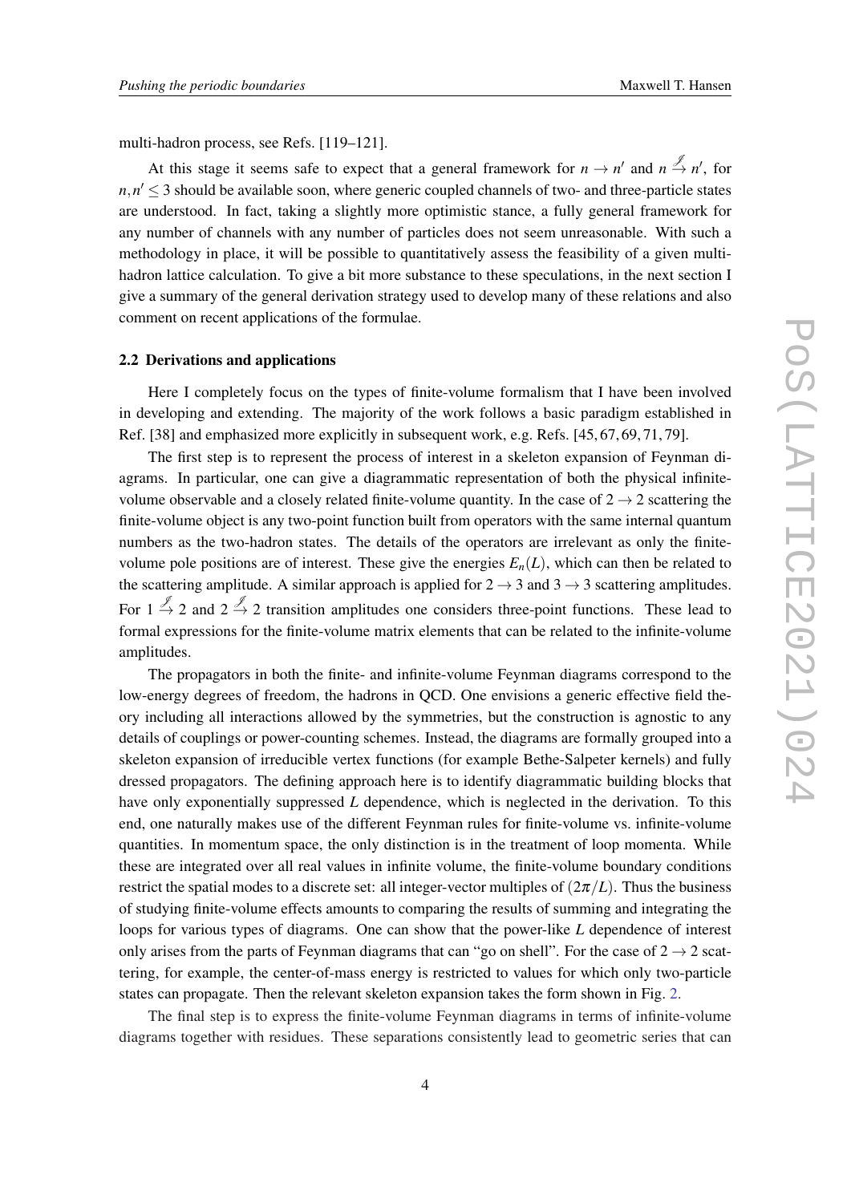multi-hadron process, see Refs. [119–121].

At this stage it seems safe to expect that a general framework for $n \to n'$ and $n \xrightarrow{\mathscr{J}} n'$, for $n, n' \leq 3$ should be available soon, where generic coupled channels of two- and three-particle states are understood. In fact, taking a slightly more optimistic stance, a fully general framework for any number of channels with any number of particles does not seem unreasonable. With such a methodology in place, it will be possible to quantitatively assess the feasibility of a given multi-hadron lattice calculation. To give a bit more substance to these speculations, in the next section I give a summary of the general derivation strategy used to develop many of these relations and also comment on recent applications of the formulae.

### 2.2 Derivations and applications

Here I completely focus on the types of finite-volume formalism that I have been involved in developing and extending. The majority of the work follows a basic paradigm established in Ref. [38] and emphasized more explicitly in subsequent work, e.g. Refs. [45, 67, 69, 71, 79].

The first step is to represent the process of interest in a skeleton expansion of Feynman diagrams. In particular, one can give a diagrammatic representation of both the physical infinite-volume observable and a closely related finite-volume quantity. In the case of $2 \to 2$ scattering the finite-volume object is any two-point function built from operators with the same internal quantum numbers as the two-hadron states. The details of the operators are irrelevant as only the finite-volume pole positions are of interest. These give the energies $E_n(L)$, which can then be related to the scattering amplitude. A similar approach is applied for $2 \to 3$ and $3 \to 3$ scattering amplitudes. For $1 \xrightarrow{\mathscr{J}} 2$ and $2 \xrightarrow{\mathscr{J}} 2$ transition amplitudes one considers three-point functions. These lead to formal expressions for the finite-volume matrix elements that can be related to the infinite-volume amplitudes.

The propagators in both the finite- and infinite-volume Feynman diagrams correspond to the low-energy degrees of freedom, the hadrons in QCD. One envisions a generic effective field theory including all interactions allowed by the symmetries, but the construction is agnostic to any details of couplings or power-counting schemes. Instead, the diagrams are formally grouped into a skeleton expansion of irreducible vertex functions (for example Bethe-Salpeter kernels) and fully dressed propagators. The defining approach here is to identify diagrammatic building blocks that have only exponentially suppressed $L$ dependence, which is neglected in the derivation. To this end, one naturally makes use of the different Feynman rules for finite-volume vs. infinite-volume quantities. In momentum space, the only distinction is in the treatment of loop momenta. While these are integrated over all real values in infinite volume, the finite-volume boundary conditions restrict the spatial modes to a discrete set: all integer-vector multiples of $(2\pi/L)$. Thus the business of studying finite-volume effects amounts to comparing the results of summing and integrating the loops for various types of diagrams. One can show that the power-like $L$ dependence of interest only arises from the parts of Feynman diagrams that can "go on shell". For the case of $2 \to 2$ scattering, for example, the center-of-mass energy is restricted to values for which only two-particle states can propagate. Then the relevant skeleton expansion takes the form shown in Fig. 2.

The final step is to express the finite-volume Feynman diagrams in terms of infinite-volume diagrams together with residues. These separations consistently lead to geometric series that can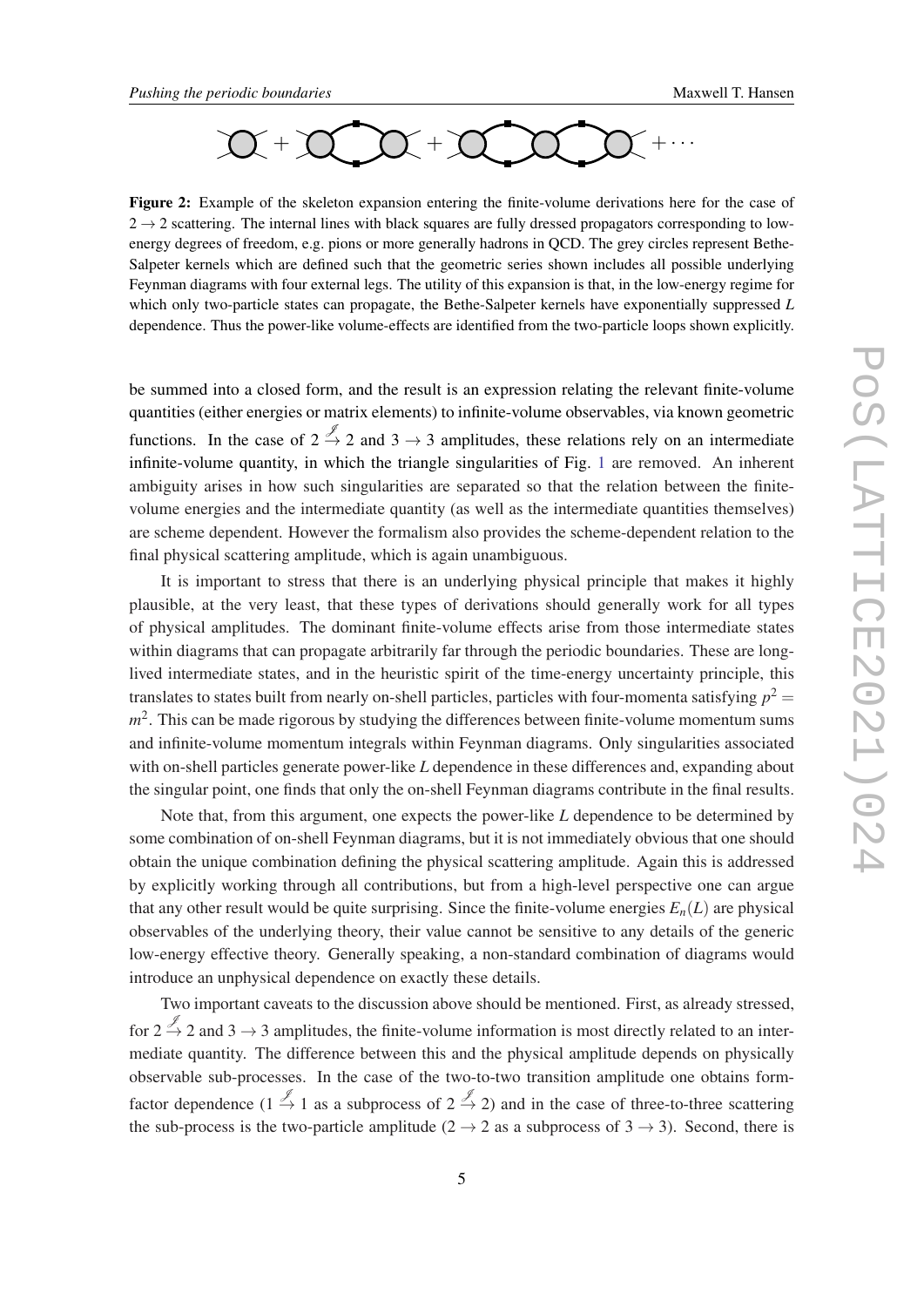**Figure 2:** Example of the skeleton expansion entering the finite-volume derivations here for the case of $2 \to 2$ scattering. The internal lines with black squares are fully dressed propagators corresponding to low-energy degrees of freedom, e.g. pions or more generally hadrons in QCD. The grey circles represent Bethe-Salpeter kernels which are defined such that the geometric series shown includes all possible underlying Feynman diagrams with four external legs. The utility of this expansion is that, in the low-energy regime for which only two-particle states can propagate, the Bethe-Salpeter kernels have exponentially suppressed $L$ dependence. Thus the power-like volume-effects are identified from the two-particle loops shown explicitly.

be summed into a closed form, and the result is an expression relating the relevant finite-volume quantities (either energies or matrix elements) to infinite-volume observables, via known geometric functions. In the case of $2 \xrightarrow{\mathscr{J}} 2$ and $3 \to 3$ amplitudes, these relations rely on an intermediate infinite-volume quantity, in which the triangle singularities of Fig. 1 are removed. An inherent ambiguity arises in how such singularities are separated so that the relation between the finite-volume energies and the intermediate quantity (as well as the intermediate quantities themselves) are scheme dependent. However the formalism also provides the scheme-dependent relation to the final physical scattering amplitude, which is again unambiguous.

It is important to stress that there is an underlying physical principle that makes it highly plausible, at the very least, that these types of derivations should generally work for all types of physical amplitudes. The dominant finite-volume effects arise from those intermediate states within diagrams that can propagate arbitrarily far through the periodic boundaries. These are long-lived intermediate states, and in the heuristic spirit of the time-energy uncertainty principle, this translates to states built from nearly on-shell particles, particles with four-momenta satisfying $p^2 = m^2$. This can be made rigorous by studying the differences between finite-volume momentum sums and infinite-volume momentum integrals within Feynman diagrams. Only singularities associated with on-shell particles generate power-like $L$ dependence in these differences and, expanding about the singular point, one finds that only the on-shell Feynman diagrams contribute in the final results.

Note that, from this argument, one expects the power-like $L$ dependence to be determined by some combination of on-shell Feynman diagrams, but it is not immediately obvious that one should obtain the unique combination defining the physical scattering amplitude. Again this is addressed by explicitly working through all contributions, but from a high-level perspective one can argue that any other result would be quite surprising. Since the finite-volume energies $E_n(L)$ are physical observables of the underlying theory, their value cannot be sensitive to any details of the generic low-energy effective theory. Generally speaking, a non-standard combination of diagrams would introduce an unphysical dependence on exactly these details.

Two important caveats to the discussion above should be mentioned. First, as already stressed, for $2 \xrightarrow{\mathscr{J}} 2$ and $3 \to 3$ amplitudes, the finite-volume information is most directly related to an intermediate quantity. The difference between this and the physical amplitude depends on physically observable sub-processes. In the case of the two-to-two transition amplitude one obtains form-factor dependence ($1 \xrightarrow{\mathscr{J}} 1$ as a subprocess of $2 \xrightarrow{\mathscr{J}} 2$) and in the case of three-to-three scattering the sub-process is the two-particle amplitude ($2 \to 2$ as a subprocess of $3 \to 3$). Second, there is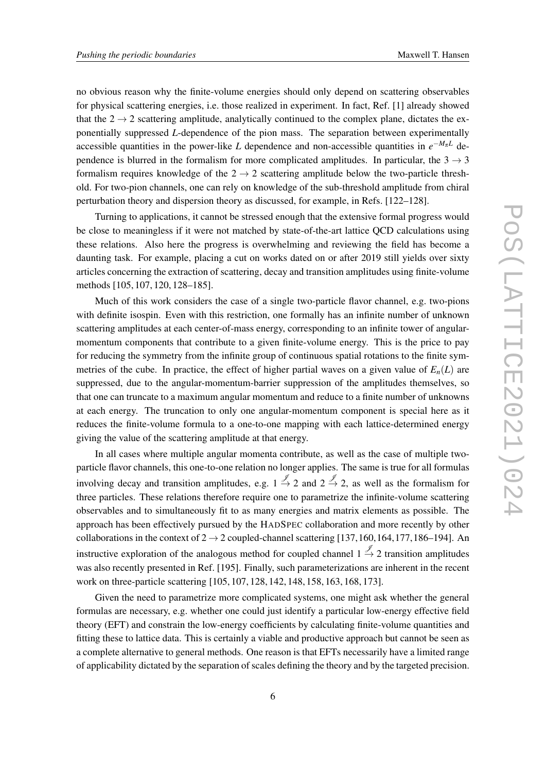no obvious reason why the finite-volume energies should only depend on scattering observables for physical scattering energies, i.e. those realized in experiment. In fact, Ref. [1] already showed that the $2 \to 2$ scattering amplitude, analytically continued to the complex plane, dictates the exponentially suppressed $L$-dependence of the pion mass. The separation between experimentally accessible quantities in the power-like $L$ dependence and non-accessible quantities in $e^{-M_\pi L}$ dependence is blurred in the formalism for more complicated amplitudes. In particular, the $3 \to 3$ formalism requires knowledge of the $2 \to 2$ scattering amplitude below the two-particle threshold. For two-pion channels, one can rely on knowledge of the sub-threshold amplitude from chiral perturbation theory and dispersion theory as discussed, for example, in Refs. [122–128].

Turning to applications, it cannot be stressed enough that the extensive formal progress would be close to meaningless if it were not matched by state-of-the-art lattice QCD calculations using these relations. Also here the progress is overwhelming and reviewing the field has become a daunting task. For example, placing a cut on works dated on or after 2019 still yields over sixty articles concerning the extraction of scattering, decay and transition amplitudes using finite-volume methods [105, 107, 120, 128–185].

Much of this work considers the case of a single two-particle flavor channel, e.g. two-pions with definite isospin. Even with this restriction, one formally has an infinite number of unknown scattering amplitudes at each center-of-mass energy, corresponding to an infinite tower of angular-momentum components that contribute to a given finite-volume energy. This is the price to pay for reducing the symmetry from the infinite group of continuous spatial rotations to the finite symmetries of the cube. In practice, the effect of higher partial waves on a given value of $E_n(L)$ are suppressed, due to the angular-momentum-barrier suppression of the amplitudes themselves, so that one can truncate to a maximum angular momentum and reduce to a finite number of unknowns at each energy. The truncation to only one angular-momentum component is special here as it reduces the finite-volume formula to a one-to-one mapping with each lattice-determined energy giving the value of the scattering amplitude at that energy.

In all cases where multiple angular momenta contribute, as well as the case of multiple two-particle flavor channels, this one-to-one relation no longer applies. The same is true for all formulas involving decay and transition amplitudes, e.g. $1 \xrightarrow{\mathscr{J}} 2$ and $2 \xrightarrow{\mathscr{J}} 2$, as well as the formalism for three particles. These relations therefore require one to parametrize the infinite-volume scattering observables and to simultaneously fit to as many energies and matrix elements as possible. The approach has been effectively pursued by the HADSPEC collaboration and more recently by other collaborations in the context of $2 \to 2$ coupled-channel scattering [137, 160, 164, 177, 186–194]. An instructive exploration of the analogous method for coupled channel $1 \xrightarrow{\mathscr{J}} 2$ transition amplitudes was also recently presented in Ref. [195]. Finally, such parameterizations are inherent in the recent work on three-particle scattering [105, 107, 128, 142, 148, 158, 163, 168, 173].

Given the need to parametrize more complicated systems, one might ask whether the general formulas are necessary, e.g. whether one could just identify a particular low-energy effective field theory (EFT) and constrain the low-energy coefficients by calculating finite-volume quantities and fitting these to lattice data. This is certainly a viable and productive approach but cannot be seen as a complete alternative to general methods. One reason is that EFTs necessarily have a limited range of applicability dictated by the separation of scales defining the theory and by the targeted precision.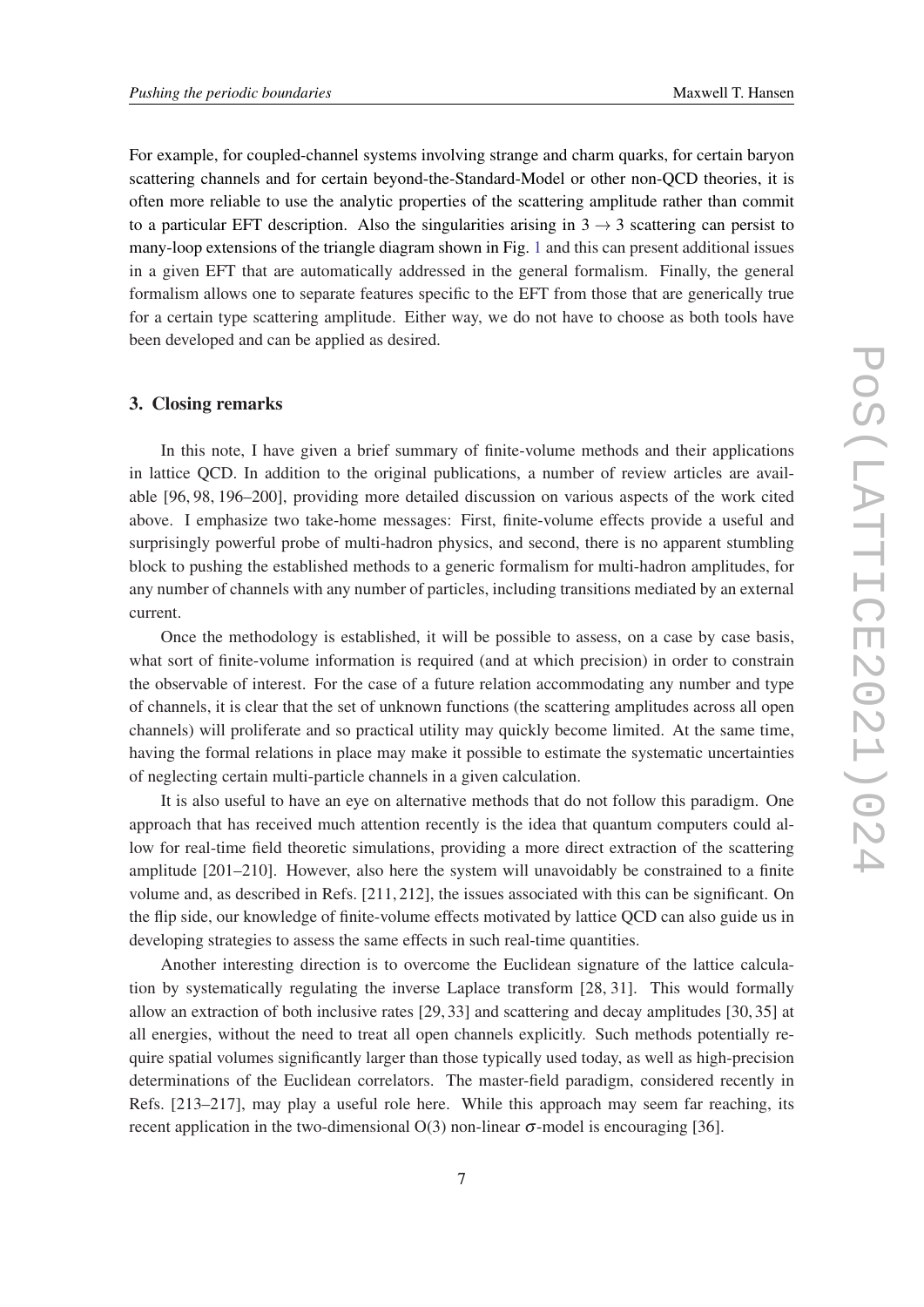For example, for coupled-channel systems involving strange and charm quarks, for certain baryon scattering channels and for certain beyond-the-Standard-Model or other non-QCD theories, it is often more reliable to use the analytic properties of the scattering amplitude rather than commit to a particular EFT description. Also the singularities arising in $3 \to 3$ scattering can persist to many-loop extensions of the triangle diagram shown in Fig. 1 and this can present additional issues in a given EFT that are automatically addressed in the general formalism. Finally, the general formalism allows one to separate features specific to the EFT from those that are generically true for a certain type scattering amplitude. Either way, we do not have to choose as both tools have been developed and can be applied as desired.

## 3. Closing remarks

In this note, I have given a brief summary of finite-volume methods and their applications in lattice QCD. In addition to the original publications, a number of review articles are available [96, 98, 196–200], providing more detailed discussion on various aspects of the work cited above. I emphasize two take-home messages: First, finite-volume effects provide a useful and surprisingly powerful probe of multi-hadron physics, and second, there is no apparent stumbling block to pushing the established methods to a generic formalism for multi-hadron amplitudes, for any number of channels with any number of particles, including transitions mediated by an external current.

Once the methodology is established, it will be possible to assess, on a case by case basis, what sort of finite-volume information is required (and at which precision) in order to constrain the observable of interest. For the case of a future relation accommodating any number and type of channels, it is clear that the set of unknown functions (the scattering amplitudes across all open channels) will proliferate and so practical utility may quickly become limited. At the same time, having the formal relations in place may make it possible to estimate the systematic uncertainties of neglecting certain multi-particle channels in a given calculation.

It is also useful to have an eye on alternative methods that do not follow this paradigm. One approach that has received much attention recently is the idea that quantum computers could allow for real-time field theoretic simulations, providing a more direct extraction of the scattering amplitude [201–210]. However, also here the system will unavoidably be constrained to a finite volume and, as described in Refs. [211, 212], the issues associated with this can be significant. On the flip side, our knowledge of finite-volume effects motivated by lattice QCD can also guide us in developing strategies to assess the same effects in such real-time quantities.

Another interesting direction is to overcome the Euclidean signature of the lattice calculation by systematically regulating the inverse Laplace transform [28, 31]. This would formally allow an extraction of both inclusive rates [29, 33] and scattering and decay amplitudes [30, 35] at all energies, without the need to treat all open channels explicitly. Such methods potentially require spatial volumes significantly larger than those typically used today, as well as high-precision determinations of the Euclidean correlators. The master-field paradigm, considered recently in Refs. [213–217], may play a useful role here. While this approach may seem far reaching, its recent application in the two-dimensional O(3) non-linear $\sigma$-model is encouraging [36].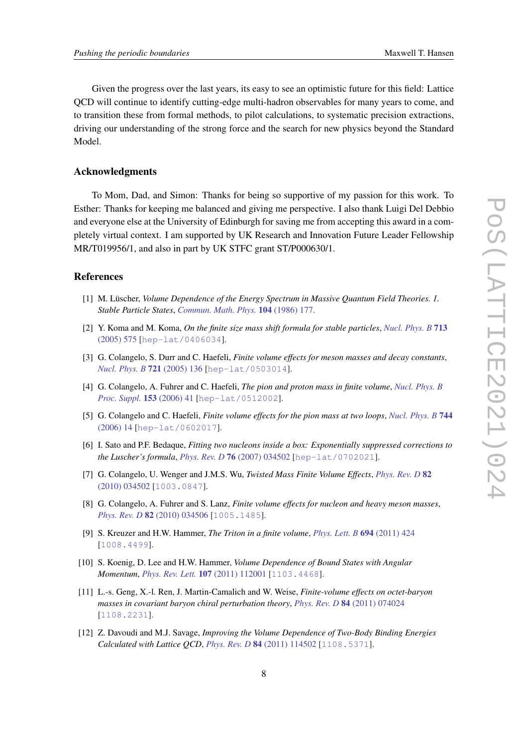Given the progress over the last years, its easy to see an optimistic future for this field: Lattice QCD will continue to identify cutting-edge multi-hadron observables for many years to come, and to transition these from formal methods, to pilot calculations, to systematic precision extractions, driving our understanding of the strong force and the search for new physics beyond the Standard Model.

### Acknowledgments

To Mom, Dad, and Simon: Thanks for being so supportive of my passion for this work. To Esther: Thanks for keeping me balanced and giving me perspective. I also thank Luigi Del Debbio and everyone else at the University of Edinburgh for saving me from accepting this award in a completely virtual context. I am supported by UK Research and Innovation Future Leader Fellowship MR/T019956/1, and also in part by UK STFC grant ST/P000630/1.

### References

[1] M. Lüscher, *Volume Dependence of the Energy Spectrum in Massive Quantum Field Theories. 1. Stable Particle States*, Commun. Math. Phys. **104** (1986) 177.

[2] Y. Koma and M. Koma, *On the finite size mass shift formula for stable particles*, Nucl. Phys. B **713** (2005) 575 [hep-lat/0406034].

[3] G. Colangelo, S. Durr and C. Haefeli, *Finite volume effects for meson masses and decay constants*, Nucl. Phys. B **721** (2005) 136 [hep-lat/0503014].

[4] G. Colangelo, A. Fuhrer and C. Haefeli, *The pion and proton mass in finite volume*, Nucl. Phys. B Proc. Suppl. **153** (2006) 41 [hep-lat/0512002].

[5] G. Colangelo and C. Haefeli, *Finite volume effects for the pion mass at two loops*, Nucl. Phys. B **744** (2006) 14 [hep-lat/0602017].

[6] I. Sato and P.F. Bedaque, *Fitting two nucleons inside a box: Exponentially suppressed corrections to the Luscher's formula*, Phys. Rev. D **76** (2007) 034502 [hep-lat/0702021].

[7] G. Colangelo, U. Wenger and J.M.S. Wu, *Twisted Mass Finite Volume Effects*, Phys. Rev. D **82** (2010) 034502 [1003.0847].

[8] G. Colangelo, A. Fuhrer and S. Lanz, *Finite volume effects for nucleon and heavy meson masses*, Phys. Rev. D **82** (2010) 034506 [1005.1485].

[9] S. Kreuzer and H.W. Hammer, *The Triton in a finite volume*, Phys. Lett. B **694** (2011) 424 [1008.4499].

[10] S. Koenig, D. Lee and H.W. Hammer, *Volume Dependence of Bound States with Angular Momentum*, Phys. Rev. Lett. **107** (2011) 112001 [1103.4468].

[11] L.-s. Geng, X.-l. Ren, J. Martin-Camalich and W. Weise, *Finite-volume effects on octet-baryon masses in covariant baryon chiral perturbation theory*, Phys. Rev. D **84** (2011) 074024 [1108.2231].

[12] Z. Davoudi and M.J. Savage, *Improving the Volume Dependence of Two-Body Binding Energies Calculated with Lattice QCD*, Phys. Rev. D **84** (2011) 114502 [1108.5371].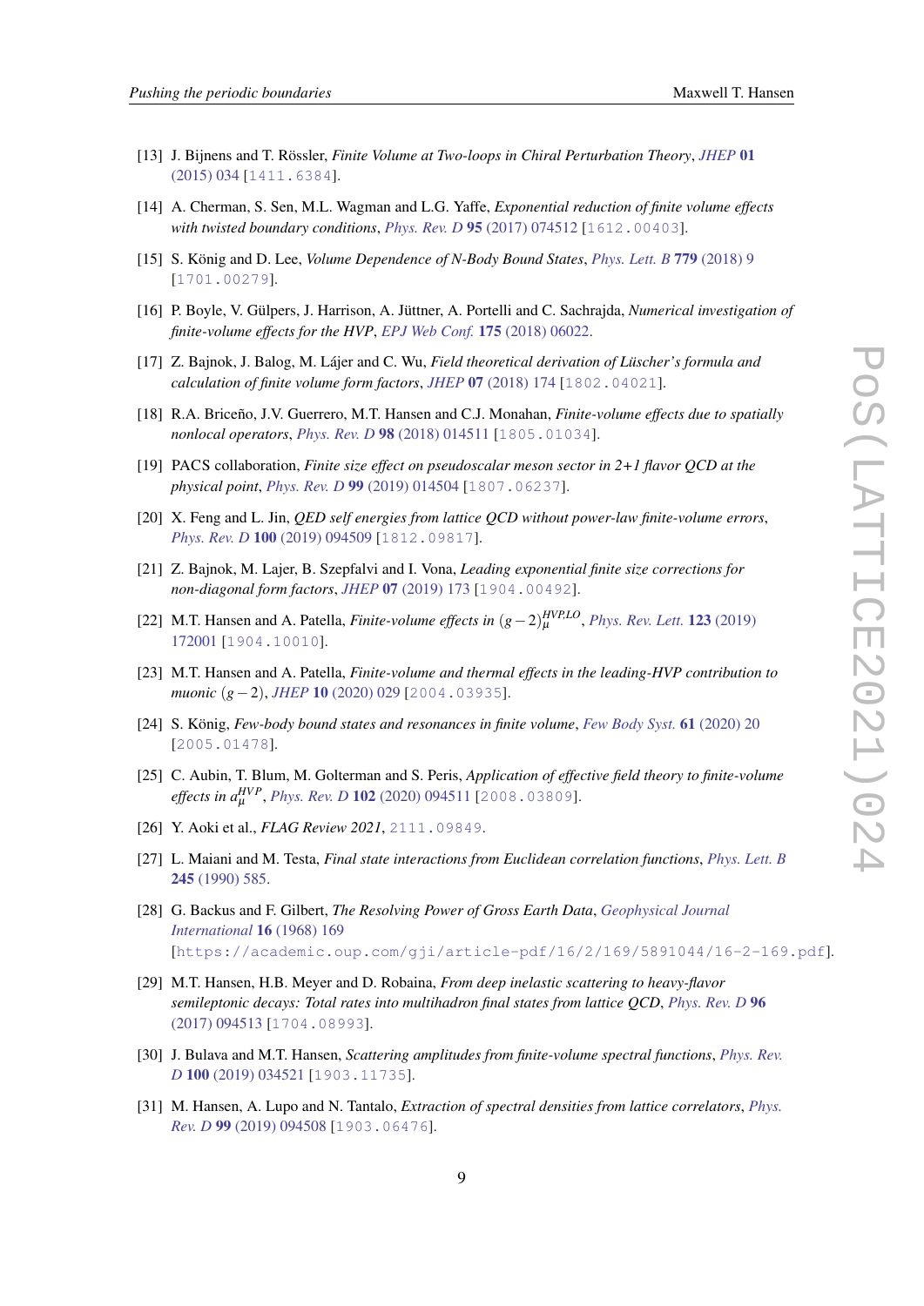[13] J. Bijnens and T. Rössler, *Finite Volume at Two-loops in Chiral Perturbation Theory*, *JHEP* **01** (2015) 034 [1411.6384].

[14] A. Cherman, S. Sen, M.L. Wagman and L.G. Yaffe, *Exponential reduction of finite volume effects with twisted boundary conditions*, *Phys. Rev. D* **95** (2017) 074512 [1612.00403].

[15] S. König and D. Lee, *Volume Dependence of N-Body Bound States*, *Phys. Lett. B* **779** (2018) 9 [1701.00279].

[16] P. Boyle, V. Gülpers, J. Harrison, A. Jüttner, A. Portelli and C. Sachrajda, *Numerical investigation of finite-volume effects for the HVP*, *EPJ Web Conf.* **175** (2018) 06022.

[17] Z. Bajnok, J. Balog, M. Lájer and C. Wu, *Field theoretical derivation of Lüscher's formula and calculation of finite volume form factors*, *JHEP* **07** (2018) 174 [1802.04021].

[18] R.A. Briceño, J.V. Guerrero, M.T. Hansen and C.J. Monahan, *Finite-volume effects due to spatially nonlocal operators*, *Phys. Rev. D* **98** (2018) 014511 [1805.01034].

[19] PACS collaboration, *Finite size effect on pseudoscalar meson sector in 2+1 flavor QCD at the physical point*, *Phys. Rev. D* **99** (2019) 014504 [1807.06237].

[20] X. Feng and L. Jin, *QED self energies from lattice QCD without power-law finite-volume errors*, *Phys. Rev. D* **100** (2019) 094509 [1812.09817].

[21] Z. Bajnok, M. Lajer, B. Szepfalvi and I. Vona, *Leading exponential finite size corrections for non-diagonal form factors*, *JHEP* **07** (2019) 173 [1904.00492].

[22] M.T. Hansen and A. Patella, *Finite-volume effects in* $(g-2)_\mu^{HVP,LO}$, *Phys. Rev. Lett.* **123** (2019) 172001 [1904.10010].

[23] M.T. Hansen and A. Patella, *Finite-volume and thermal effects in the leading-HVP contribution to muonic* $(g-2)$, *JHEP* **10** (2020) 029 [2004.03935].

[24] S. König, *Few-body bound states and resonances in finite volume*, *Few Body Syst.* **61** (2020) 20 [2005.01478].

[25] C. Aubin, T. Blum, M. Golterman and S. Peris, *Application of effective field theory to finite-volume effects in* $a_\mu^{HVP}$, *Phys. Rev. D* **102** (2020) 094511 [2008.03809].

[26] Y. Aoki et al., *FLAG Review 2021*, 2111.09849.

[27] L. Maiani and M. Testa, *Final state interactions from Euclidean correlation functions*, *Phys. Lett. B* **245** (1990) 585.

[28] G. Backus and F. Gilbert, *The Resolving Power of Gross Earth Data*, *Geophysical Journal International* **16** (1968) 169 [https://academic.oup.com/gji/article-pdf/16/2/169/5891044/16-2-169.pdf].

[29] M.T. Hansen, H.B. Meyer and D. Robaina, *From deep inelastic scattering to heavy-flavor semileptonic decays: Total rates into multihadron final states from lattice QCD*, *Phys. Rev. D* **96** (2017) 094513 [1704.08993].

[30] J. Bulava and M.T. Hansen, *Scattering amplitudes from finite-volume spectral functions*, *Phys. Rev. D* **100** (2019) 034521 [1903.11735].

[31] M. Hansen, A. Lupo and N. Tantalo, *Extraction of spectral densities from lattice correlators*, *Phys. Rev. D* **99** (2019) 094508 [1903.06476].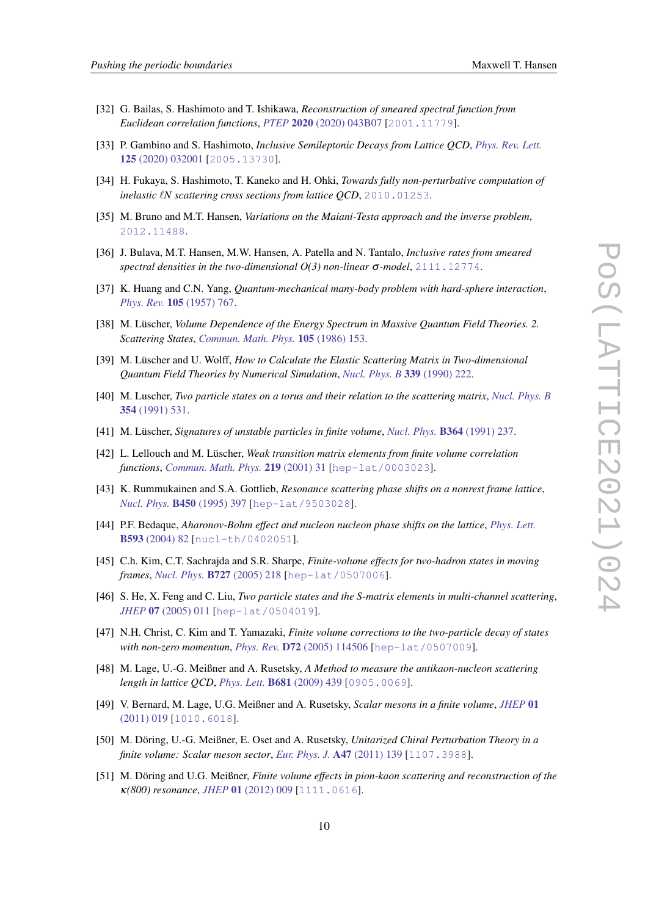[32] G. Bailas, S. Hashimoto and T. Ishikawa, *Reconstruction of smeared spectral function from Euclidean correlation functions*, *PTEP* **2020** (2020) 043B07 [2001.11779].

[33] P. Gambino and S. Hashimoto, *Inclusive Semileptonic Decays from Lattice QCD*, *Phys. Rev. Lett.* **125** (2020) 032001 [2005.13730].

[34] H. Fukaya, S. Hashimoto, T. Kaneko and H. Ohki, *Towards fully non-perturbative computation of inelastic $\ell N$ scattering cross sections from lattice QCD*, 2010.01253.

[35] M. Bruno and M.T. Hansen, *Variations on the Maiani-Testa approach and the inverse problem*, 2012.11488.

[36] J. Bulava, M.T. Hansen, M.W. Hansen, A. Patella and N. Tantalo, *Inclusive rates from smeared spectral densities in the two-dimensional O(3) non-linear $\sigma$-model*, 2111.12774.

[37] K. Huang and C.N. Yang, *Quantum-mechanical many-body problem with hard-sphere interaction*, *Phys. Rev.* **105** (1957) 767.

[38] M. Lüscher, *Volume Dependence of the Energy Spectrum in Massive Quantum Field Theories. 2. Scattering States*, *Commun. Math. Phys.* **105** (1986) 153.

[39] M. Lüscher and U. Wolff, *How to Calculate the Elastic Scattering Matrix in Two-dimensional Quantum Field Theories by Numerical Simulation*, *Nucl. Phys. B* **339** (1990) 222.

[40] M. Luscher, *Two particle states on a torus and their relation to the scattering matrix*, *Nucl. Phys. B* **354** (1991) 531.

[41] M. Lüscher, *Signatures of unstable particles in finite volume*, *Nucl. Phys.* **B364** (1991) 237.

[42] L. Lellouch and M. Lüscher, *Weak transition matrix elements from finite volume correlation functions*, *Commun. Math. Phys.* **219** (2001) 31 [hep-lat/0003023].

[43] K. Rummukainen and S.A. Gottlieb, *Resonance scattering phase shifts on a nonrest frame lattice*, *Nucl. Phys.* **B450** (1995) 397 [hep-lat/9503028].

[44] P.F. Bedaque, *Aharonov-Bohm effect and nucleon nucleon phase shifts on the lattice*, *Phys. Lett.* **B593** (2004) 82 [nucl-th/0402051].

[45] C.h. Kim, C.T. Sachrajda and S.R. Sharpe, *Finite-volume effects for two-hadron states in moving frames*, *Nucl. Phys.* **B727** (2005) 218 [hep-lat/0507006].

[46] S. He, X. Feng and C. Liu, *Two particle states and the S-matrix elements in multi-channel scattering*, *JHEP* **07** (2005) 011 [hep-lat/0504019].

[47] N.H. Christ, C. Kim and T. Yamazaki, *Finite volume corrections to the two-particle decay of states with non-zero momentum*, *Phys. Rev.* **D72** (2005) 114506 [hep-lat/0507009].

[48] M. Lage, U.-G. Meißner and A. Rusetsky, *A Method to measure the antikaon-nucleon scattering length in lattice QCD*, *Phys. Lett.* **B681** (2009) 439 [0905.0069].

[49] V. Bernard, M. Lage, U.G. Meißner and A. Rusetsky, *Scalar mesons in a finite volume*, *JHEP* **01** (2011) 019 [1010.6018].

[50] M. Döring, U.-G. Meißner, E. Oset and A. Rusetsky, *Unitarized Chiral Perturbation Theory in a finite volume: Scalar meson sector*, *Eur. Phys. J.* **A47** (2011) 139 [1107.3988].

[51] M. Döring and U.G. Meißner, *Finite volume effects in pion-kaon scattering and reconstruction of the $\kappa$(800) resonance*, *JHEP* **01** (2012) 009 [1111.0616].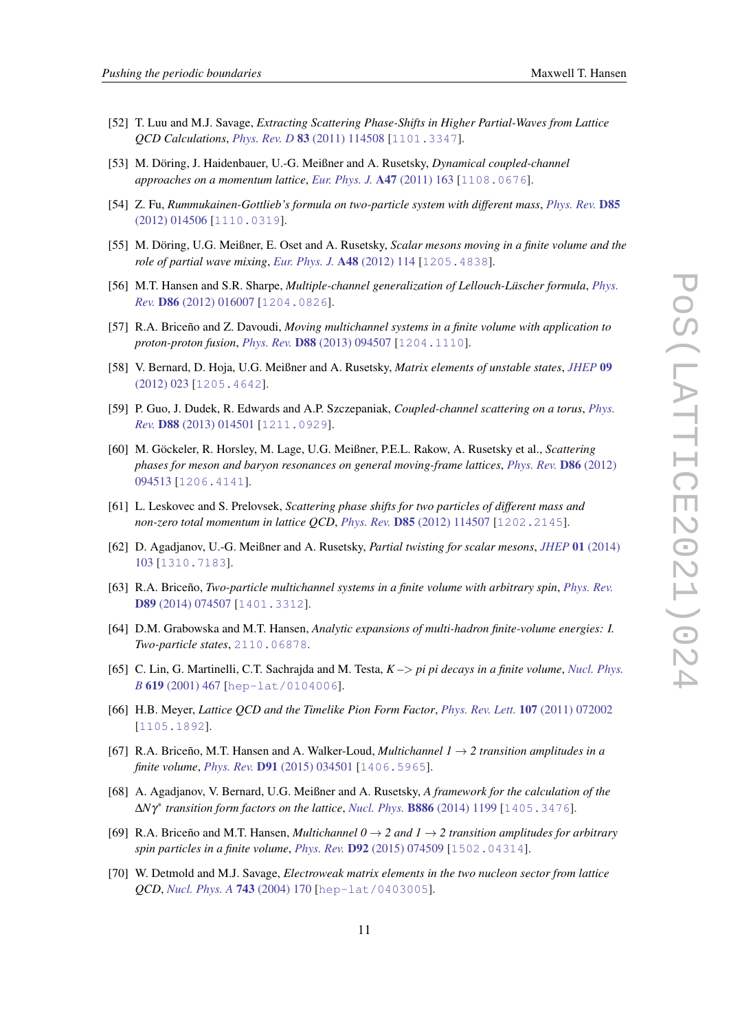[52] T. Luu and M.J. Savage, *Extracting Scattering Phase-Shifts in Higher Partial-Waves from Lattice QCD Calculations*, Phys. Rev. D **83** (2011) 114508 [1101.3347].

[53] M. Döring, J. Haidenbauer, U.-G. Meißner and A. Rusetsky, *Dynamical coupled-channel approaches on a momentum lattice*, Eur. Phys. J. **A47** (2011) 163 [1108.0676].

[54] Z. Fu, *Rummukainen-Gottlieb's formula on two-particle system with different mass*, Phys. Rev. **D85** (2012) 014506 [1110.0319].

[55] M. Döring, U.G. Meißner, E. Oset and A. Rusetsky, *Scalar mesons moving in a finite volume and the role of partial wave mixing*, Eur. Phys. J. **A48** (2012) 114 [1205.4838].

[56] M.T. Hansen and S.R. Sharpe, *Multiple-channel generalization of Lellouch-Lüscher formula*, Phys. Rev. **D86** (2012) 016007 [1204.0826].

[57] R.A. Briceño and Z. Davoudi, *Moving multichannel systems in a finite volume with application to proton-proton fusion*, Phys. Rev. **D88** (2013) 094507 [1204.1110].

[58] V. Bernard, D. Hoja, U.G. Meißner and A. Rusetsky, *Matrix elements of unstable states*, JHEP **09** (2012) 023 [1205.4642].

[59] P. Guo, J. Dudek, R. Edwards and A.P. Szczepaniak, *Coupled-channel scattering on a torus*, Phys. Rev. **D88** (2013) 014501 [1211.0929].

[60] M. Göckeler, R. Horsley, M. Lage, U.G. Meißner, P.E.L. Rakow, A. Rusetsky et al., *Scattering phases for meson and baryon resonances on general moving-frame lattices*, Phys. Rev. **D86** (2012) 094513 [1206.4141].

[61] L. Leskovec and S. Prelovsek, *Scattering phase shifts for two particles of different mass and non-zero total momentum in lattice QCD*, Phys. Rev. **D85** (2012) 114507 [1202.2145].

[62] D. Agadjanov, U.-G. Meißner and A. Rusetsky, *Partial twisting for scalar mesons*, JHEP **01** (2014) 103 [1310.7183].

[63] R.A. Briceño, *Two-particle multichannel systems in a finite volume with arbitrary spin*, Phys. Rev. **D89** (2014) 074507 [1401.3312].

[64] D.M. Grabowska and M.T. Hansen, *Analytic expansions of multi-hadron finite-volume energies: I. Two-particle states*, 2110.06878.

[65] C. Lin, G. Martinelli, C.T. Sachrajda and M. Testa, *K –> pi pi decays in a finite volume*, Nucl. Phys. B **619** (2001) 467 [hep-lat/0104006].

[66] H.B. Meyer, *Lattice QCD and the Timelike Pion Form Factor*, Phys. Rev. Lett. **107** (2011) 072002 [1105.1892].

[67] R.A. Briceño, M.T. Hansen and A. Walker-Loud, *Multichannel 1 $\to$ 2 transition amplitudes in a finite volume*, Phys. Rev. **D91** (2015) 034501 [1406.5965].

[68] A. Agadjanov, V. Bernard, U.G. Meißner and A. Rusetsky, *A framework for the calculation of the $\Delta N\gamma^*$ transition form factors on the lattice*, Nucl. Phys. **B886** (2014) 1199 [1405.3476].

[69] R.A. Briceño and M.T. Hansen, *Multichannel 0 $\to$ 2 and 1 $\to$ 2 transition amplitudes for arbitrary spin particles in a finite volume*, Phys. Rev. **D92** (2015) 074509 [1502.04314].

[70] W. Detmold and M.J. Savage, *Electroweak matrix elements in the two nucleon sector from lattice QCD*, Nucl. Phys. A **743** (2004) 170 [hep-lat/0403005].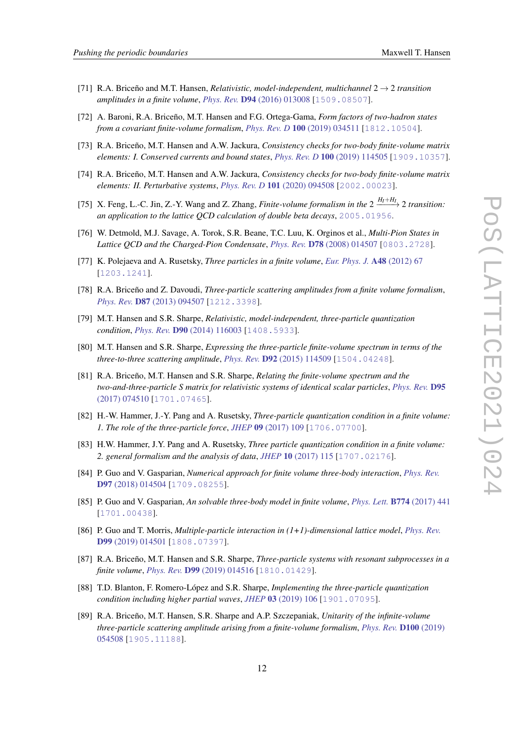[71] R.A. Briceño and M.T. Hansen, *Relativistic, model-independent, multichannel $2 \to 2$ transition amplitudes in a finite volume*, *Phys. Rev.* **D94** (2016) 013008 [1509.08507].

[72] A. Baroni, R.A. Briceño, M.T. Hansen and F.G. Ortega-Gama, *Form factors of two-hadron states from a covariant finite-volume formalism*, *Phys. Rev. D* **100** (2019) 034511 [1812.10504].

[73] R.A. Briceño, M.T. Hansen and A.W. Jackura, *Consistency checks for two-body finite-volume matrix elements: I. Conserved currents and bound states*, *Phys. Rev. D* **100** (2019) 114505 [1909.10357].

[74] R.A. Briceño, M.T. Hansen and A.W. Jackura, *Consistency checks for two-body finite-volume matrix elements: II. Perturbative systems*, *Phys. Rev. D* **101** (2020) 094508 [2002.00023].

[75] X. Feng, L.-C. Jin, Z.-Y. Wang and Z. Zhang, *Finite-volume formalism in the $2 \xrightarrow{H_I+H_I} 2$ transition: an application to the lattice QCD calculation of double beta decays*, 2005.01956.

[76] W. Detmold, M.J. Savage, A. Torok, S.R. Beane, T.C. Luu, K. Orginos et al., *Multi-Pion States in Lattice QCD and the Charged-Pion Condensate*, *Phys. Rev.* **D78** (2008) 014507 [0803.2728].

[77] K. Polejaeva and A. Rusetsky, *Three particles in a finite volume*, *Eur. Phys. J.* **A48** (2012) 67 [1203.1241].

[78] R.A. Briceño and Z. Davoudi, *Three-particle scattering amplitudes from a finite volume formalism*, *Phys. Rev.* **D87** (2013) 094507 [1212.3398].

[79] M.T. Hansen and S.R. Sharpe, *Relativistic, model-independent, three-particle quantization condition*, *Phys. Rev.* **D90** (2014) 116003 [1408.5933].

[80] M.T. Hansen and S.R. Sharpe, *Expressing the three-particle finite-volume spectrum in terms of the three-to-three scattering amplitude*, *Phys. Rev.* **D92** (2015) 114509 [1504.04248].

[81] R.A. Briceño, M.T. Hansen and S.R. Sharpe, *Relating the finite-volume spectrum and the two-and-three-particle S matrix for relativistic systems of identical scalar particles*, *Phys. Rev.* **D95** (2017) 074510 [1701.07465].

[82] H.-W. Hammer, J.-Y. Pang and A. Rusetsky, *Three-particle quantization condition in a finite volume: 1. The role of the three-particle force*, *JHEP* **09** (2017) 109 [1706.07700].

[83] H.W. Hammer, J.Y. Pang and A. Rusetsky, *Three particle quantization condition in a finite volume: 2. general formalism and the analysis of data*, *JHEP* **10** (2017) 115 [1707.02176].

[84] P. Guo and V. Gasparian, *Numerical approach for finite volume three-body interaction*, *Phys. Rev.* **D97** (2018) 014504 [1709.08255].

[85] P. Guo and V. Gasparian, *An solvable three-body model in finite volume*, *Phys. Lett.* **B774** (2017) 441 [1701.00438].

[86] P. Guo and T. Morris, *Multiple-particle interaction in (1+1)-dimensional lattice model*, *Phys. Rev.* **D99** (2019) 014501 [1808.07397].

[87] R.A. Briceño, M.T. Hansen and S.R. Sharpe, *Three-particle systems with resonant subprocesses in a finite volume*, *Phys. Rev.* **D99** (2019) 014516 [1810.01429].

[88] T.D. Blanton, F. Romero-López and S.R. Sharpe, *Implementing the three-particle quantization condition including higher partial waves*, *JHEP* **03** (2019) 106 [1901.07095].

[89] R.A. Briceño, M.T. Hansen, S.R. Sharpe and A.P. Szczepaniak, *Unitarity of the infinite-volume three-particle scattering amplitude arising from a finite-volume formalism*, *Phys. Rev.* **D100** (2019) 054508 [1905.11188].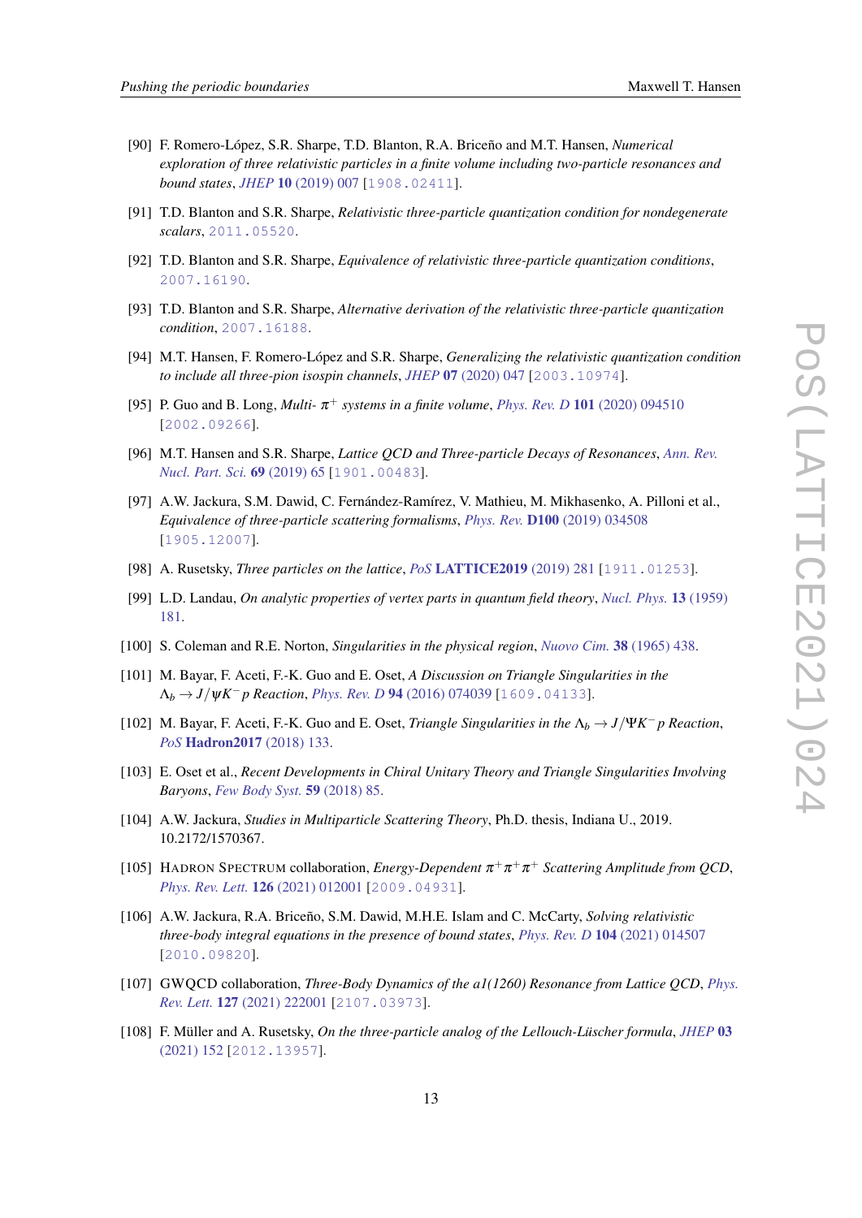[90] F. Romero-López, S.R. Sharpe, T.D. Blanton, R.A. Briceño and M.T. Hansen, *Numerical exploration of three relativistic particles in a finite volume including two-particle resonances and bound states*, *JHEP* **10** (2019) 007 [1908.02411].

[91] T.D. Blanton and S.R. Sharpe, *Relativistic three-particle quantization condition for nondegenerate scalars*, 2011.05520.

[92] T.D. Blanton and S.R. Sharpe, *Equivalence of relativistic three-particle quantization conditions*, 2007.16190.

[93] T.D. Blanton and S.R. Sharpe, *Alternative derivation of the relativistic three-particle quantization condition*, 2007.16188.

[94] M.T. Hansen, F. Romero-López and S.R. Sharpe, *Generalizing the relativistic quantization condition to include all three-pion isospin channels*, *JHEP* **07** (2020) 047 [2003.10974].

[95] P. Guo and B. Long, *Multi- $\pi^+$ systems in a finite volume*, *Phys. Rev. D* **101** (2020) 094510 [2002.09266].

[96] M.T. Hansen and S.R. Sharpe, *Lattice QCD and Three-particle Decays of Resonances*, *Ann. Rev. Nucl. Part. Sci.* **69** (2019) 65 [1901.00483].

[97] A.W. Jackura, S.M. Dawid, C. Fernández-Ramírez, V. Mathieu, M. Mikhasenko, A. Pilloni et al., *Equivalence of three-particle scattering formalisms*, *Phys. Rev.* **D100** (2019) 034508 [1905.12007].

[98] A. Rusetsky, *Three particles on the lattice*, *PoS* **LATTICE2019** (2019) 281 [1911.01253].

[99] L.D. Landau, *On analytic properties of vertex parts in quantum field theory*, *Nucl. Phys.* **13** (1959) 181.

[100] S. Coleman and R.E. Norton, *Singularities in the physical region*, *Nuovo Cim.* **38** (1965) 438.

[101] M. Bayar, F. Aceti, F.-K. Guo and E. Oset, *A Discussion on Triangle Singularities in the $\Lambda_b \to J/\psi K^- p$ Reaction*, *Phys. Rev. D* **94** (2016) 074039 [1609.04133].

[102] M. Bayar, F. Aceti, F.-K. Guo and E. Oset, *Triangle Singularities in the $\Lambda_b \to J/\Psi K^- p$ Reaction*, *PoS* **Hadron2017** (2018) 133.

[103] E. Oset et al., *Recent Developments in Chiral Unitary Theory and Triangle Singularities Involving Baryons*, *Few Body Syst.* **59** (2018) 85.

[104] A.W. Jackura, *Studies in Multiparticle Scattering Theory*, Ph.D. thesis, Indiana U., 2019. 10.2172/1570367.

[105] Hadron Spectrum collaboration, *Energy-Dependent $\pi^+\pi^+\pi^+$ Scattering Amplitude from QCD*, *Phys. Rev. Lett.* **126** (2021) 012001 [2009.04931].

[106] A.W. Jackura, R.A. Briceño, S.M. Dawid, M.H.E. Islam and C. McCarty, *Solving relativistic three-body integral equations in the presence of bound states*, *Phys. Rev. D* **104** (2021) 014507 [2010.09820].

[107] GWQCD collaboration, *Three-Body Dynamics of the a1(1260) Resonance from Lattice QCD*, *Phys. Rev. Lett.* **127** (2021) 222001 [2107.03973].

[108] F. Müller and A. Rusetsky, *On the three-particle analog of the Lellouch-Lüscher formula*, *JHEP* **03** (2021) 152 [2012.13957].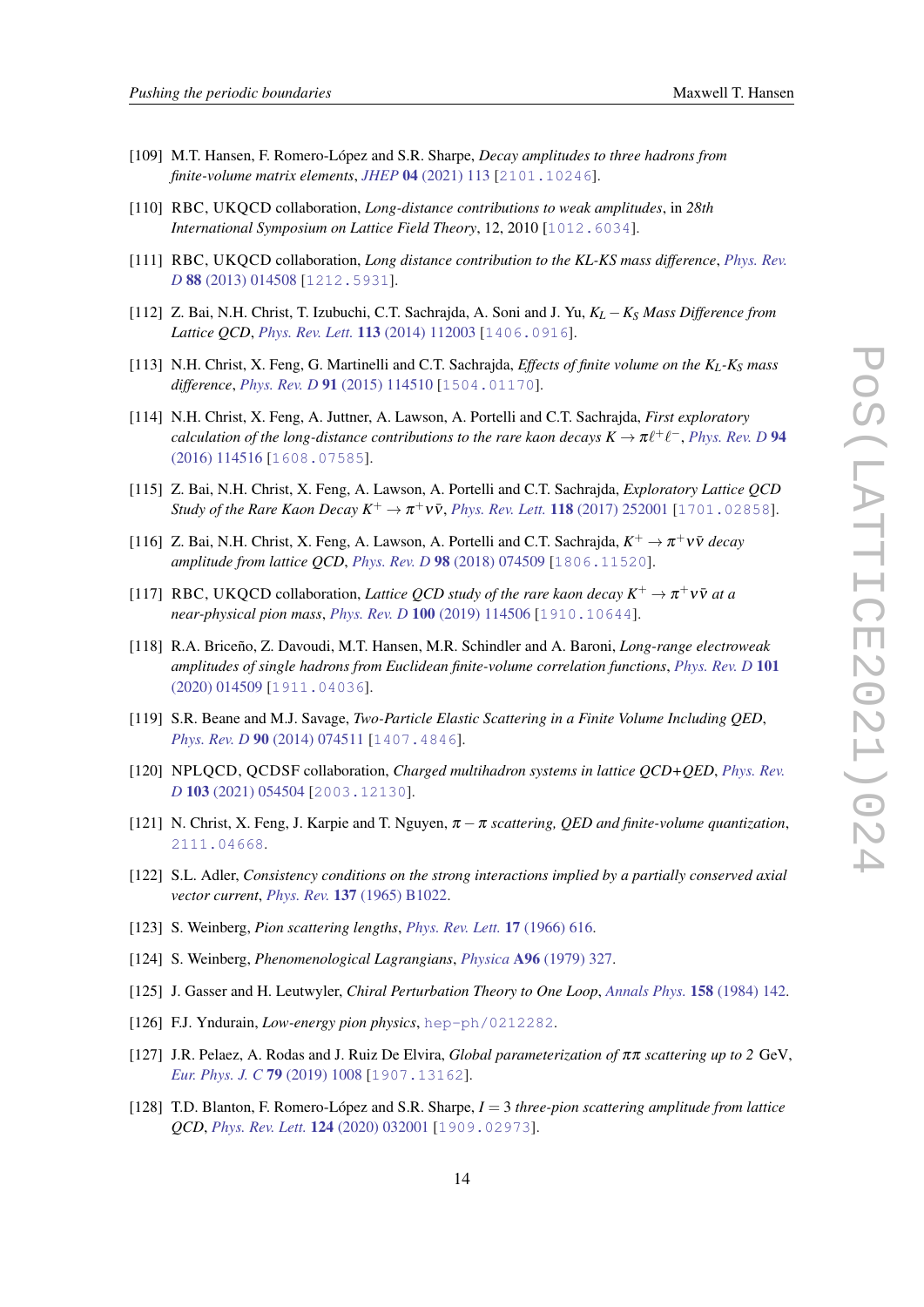[109] M.T. Hansen, F. Romero-López and S.R. Sharpe, *Decay amplitudes to three hadrons from finite-volume matrix elements*, JHEP **04** (2021) 113 [2101.10246].

[110] RBC, UKQCD collaboration, *Long-distance contributions to weak amplitudes*, in *28th International Symposium on Lattice Field Theory*, 12, 2010 [1012.6034].

[111] RBC, UKQCD collaboration, *Long distance contribution to the KL-KS mass difference*, Phys. Rev. D **88** (2013) 014508 [1212.5931].

[112] Z. Bai, N.H. Christ, T. Izubuchi, C.T. Sachrajda, A. Soni and J. Yu, *$K_L - K_S$ Mass Difference from Lattice QCD*, Phys. Rev. Lett. **113** (2014) 112003 [1406.0916].

[113] N.H. Christ, X. Feng, G. Martinelli and C.T. Sachrajda, *Effects of finite volume on the $K_L$-$K_S$ mass difference*, Phys. Rev. D **91** (2015) 114510 [1504.01170].

[114] N.H. Christ, X. Feng, A. Juttner, A. Lawson, A. Portelli and C.T. Sachrajda, *First exploratory calculation of the long-distance contributions to the rare kaon decays $K \to \pi\ell^+\ell^-$*, Phys. Rev. D **94** (2016) 114516 [1608.07585].

[115] Z. Bai, N.H. Christ, X. Feng, A. Lawson, A. Portelli and C.T. Sachrajda, *Exploratory Lattice QCD Study of the Rare Kaon Decay $K^+ \to \pi^+\nu\bar{\nu}$*, Phys. Rev. Lett. **118** (2017) 252001 [1701.02858].

[116] Z. Bai, N.H. Christ, X. Feng, A. Lawson, A. Portelli and C.T. Sachrajda, *$K^+ \to \pi^+\nu\bar{\nu}$ decay amplitude from lattice QCD*, Phys. Rev. D **98** (2018) 074509 [1806.11520].

[117] RBC, UKQCD collaboration, *Lattice QCD study of the rare kaon decay $K^+ \to \pi^+\nu\bar{\nu}$ at a near-physical pion mass*, Phys. Rev. D **100** (2019) 114506 [1910.10644].

[118] R.A. Briceño, Z. Davoudi, M.T. Hansen, M.R. Schindler and A. Baroni, *Long-range electroweak amplitudes of single hadrons from Euclidean finite-volume correlation functions*, Phys. Rev. D **101** (2020) 014509 [1911.04036].

[119] S.R. Beane and M.J. Savage, *Two-Particle Elastic Scattering in a Finite Volume Including QED*, Phys. Rev. D **90** (2014) 074511 [1407.4846].

[120] NPLQCD, QCDSF collaboration, *Charged multihadron systems in lattice QCD+QED*, Phys. Rev. D **103** (2021) 054504 [2003.12130].

[121] N. Christ, X. Feng, J. Karpie and T. Nguyen, *$\pi - \pi$ scattering, QED and finite-volume quantization*, 2111.04668.

[122] S.L. Adler, *Consistency conditions on the strong interactions implied by a partially conserved axial vector current*, Phys. Rev. **137** (1965) B1022.

[123] S. Weinberg, *Pion scattering lengths*, Phys. Rev. Lett. **17** (1966) 616.

[124] S. Weinberg, *Phenomenological Lagrangians*, Physica **A96** (1979) 327.

[125] J. Gasser and H. Leutwyler, *Chiral Perturbation Theory to One Loop*, Annals Phys. **158** (1984) 142.

[126] F.J. Yndurain, *Low-energy pion physics*, hep-ph/0212282.

[127] J.R. Pelaez, A. Rodas and J. Ruiz De Elvira, *Global parameterization of $\pi\pi$ scattering up to 2* GeV, Eur. Phys. J. C **79** (2019) 1008 [1907.13162].

[128] T.D. Blanton, F. Romero-López and S.R. Sharpe, *$I = 3$ three-pion scattering amplitude from lattice QCD*, Phys. Rev. Lett. **124** (2020) 032001 [1909.02973].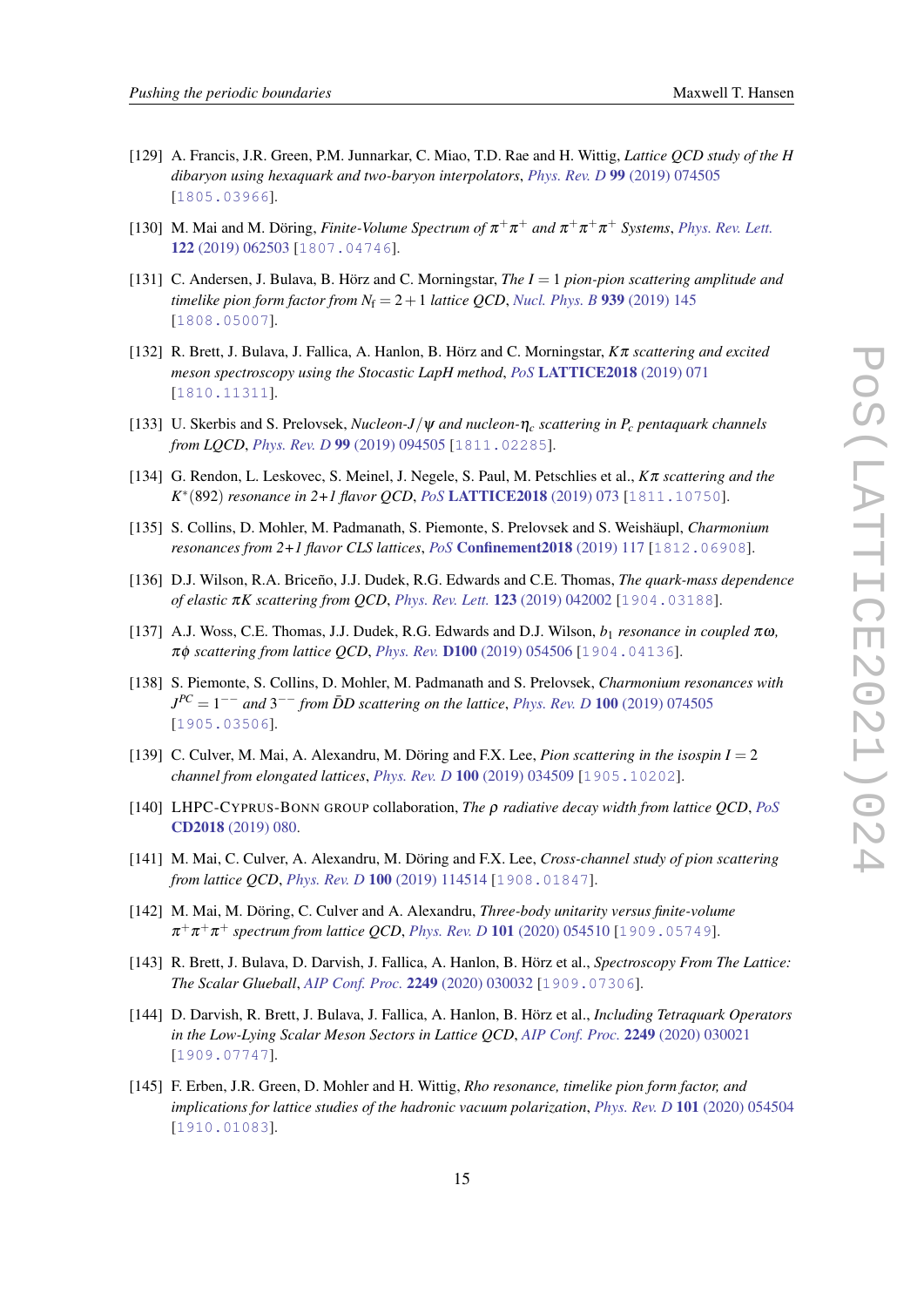[129] A. Francis, J.R. Green, P.M. Junnarkar, C. Miao, T.D. Rae and H. Wittig, *Lattice QCD study of the H dibaryon using hexaquark and two-baryon interpolators*, Phys. Rev. D **99** (2019) 074505 [1805.03966].

[130] M. Mai and M. Döring, *Finite-Volume Spectrum of $\pi^+\pi^+$ and $\pi^+\pi^+\pi^+$ Systems*, Phys. Rev. Lett. **122** (2019) 062503 [1807.04746].

[131] C. Andersen, J. Bulava, B. Hörz and C. Morningstar, *The $I = 1$ pion-pion scattering amplitude and timelike pion form factor from $N_f = 2+1$ lattice QCD*, Nucl. Phys. B **939** (2019) 145 [1808.05007].

[132] R. Brett, J. Bulava, J. Fallica, A. Hanlon, B. Hörz and C. Morningstar, *$K\pi$ scattering and excited meson spectroscopy using the Stocastic LapH method*, PoS **LATTICE2018** (2019) 071 [1810.11311].

[133] U. Skerbis and S. Prelovsek, *Nucleon-$J/\psi$ and nucleon-$\eta_c$ scattering in $P_c$ pentaquark channels from LQCD*, Phys. Rev. D **99** (2019) 094505 [1811.02285].

[134] G. Rendon, L. Leskovec, S. Meinel, J. Negele, S. Paul, M. Petschlies et al., *$K\pi$ scattering and the $K^*(892)$ resonance in 2+1 flavor QCD*, PoS **LATTICE2018** (2019) 073 [1811.10750].

[135] S. Collins, D. Mohler, M. Padmanath, S. Piemonte, S. Prelovsek and S. Weishäupl, *Charmonium resonances from 2+1 flavor CLS lattices*, PoS **Confinement2018** (2019) 117 [1812.06908].

[136] D.J. Wilson, R.A. Briceño, J.J. Dudek, R.G. Edwards and C.E. Thomas, *The quark-mass dependence of elastic $\pi K$ scattering from QCD*, Phys. Rev. Lett. **123** (2019) 042002 [1904.03188].

[137] A.J. Woss, C.E. Thomas, J.J. Dudek, R.G. Edwards and D.J. Wilson, *$b_1$ resonance in coupled $\pi\omega$, $\pi\phi$ scattering from lattice QCD*, Phys. Rev. **D100** (2019) 054506 [1904.04136].

[138] S. Piemonte, S. Collins, D. Mohler, M. Padmanath and S. Prelovsek, *Charmonium resonances with $J^{PC} = 1^{--}$ and $3^{--}$ from $\bar{D}D$ scattering on the lattice*, Phys. Rev. D **100** (2019) 074505 [1905.03506].

[139] C. Culver, M. Mai, A. Alexandru, M. Döring and F.X. Lee, *Pion scattering in the isospin $I = 2$ channel from elongated lattices*, Phys. Rev. D **100** (2019) 034509 [1905.10202].

[140] LHPC-Cyprus-Bonn group collaboration, *The $\rho$ radiative decay width from lattice QCD*, PoS **CD2018** (2019) 080.

[141] M. Mai, C. Culver, A. Alexandru, M. Döring and F.X. Lee, *Cross-channel study of pion scattering from lattice QCD*, Phys. Rev. D **100** (2019) 114514 [1908.01847].

[142] M. Mai, M. Döring, C. Culver and A. Alexandru, *Three-body unitarity versus finite-volume $\pi^+\pi^+\pi^+$ spectrum from lattice QCD*, Phys. Rev. D **101** (2020) 054510 [1909.05749].

[143] R. Brett, J. Bulava, D. Darvish, J. Fallica, A. Hanlon, B. Hörz et al., *Spectroscopy From The Lattice: The Scalar Glueball*, AIP Conf. Proc. **2249** (2020) 030032 [1909.07306].

[144] D. Darvish, R. Brett, J. Bulava, J. Fallica, A. Hanlon, B. Hörz et al., *Including Tetraquark Operators in the Low-Lying Scalar Meson Sectors in Lattice QCD*, AIP Conf. Proc. **2249** (2020) 030021 [1909.07747].

[145] F. Erben, J.R. Green, D. Mohler and H. Wittig, *Rho resonance, timelike pion form factor, and implications for lattice studies of the hadronic vacuum polarization*, Phys. Rev. D **101** (2020) 054504 [1910.01083].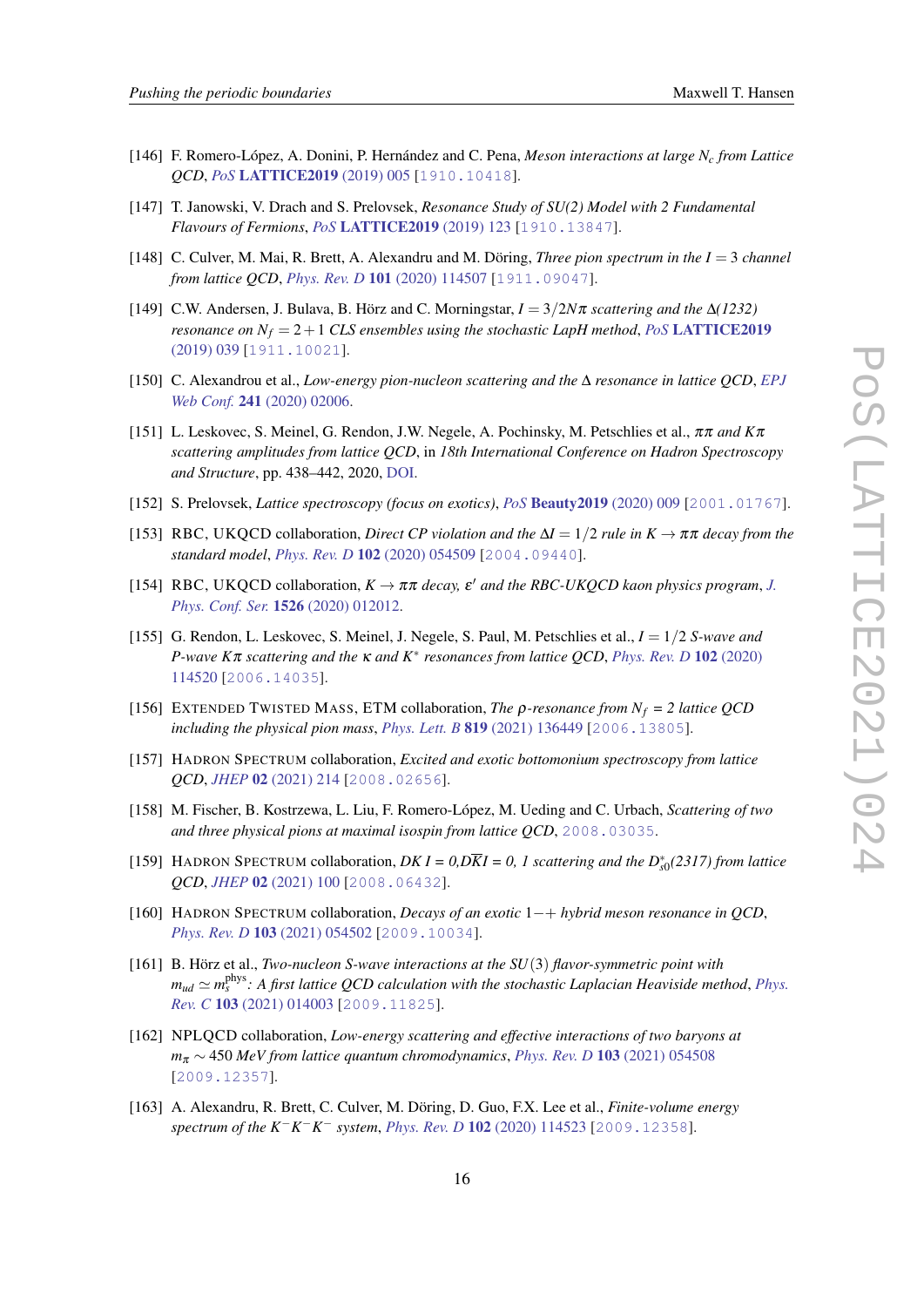[146] F. Romero-López, A. Donini, P. Hernández and C. Pena, *Meson interactions at large $N_c$ from Lattice QCD*, *PoS* **LATTICE2019** (2019) 005 [1910.10418].

[147] T. Janowski, V. Drach and S. Prelovsek, *Resonance Study of SU(2) Model with 2 Fundamental Flavours of Fermions*, *PoS* **LATTICE2019** (2019) 123 [1910.13847].

[148] C. Culver, M. Mai, R. Brett, A. Alexandru and M. Döring, *Three pion spectrum in the $I = 3$ channel from lattice QCD*, *Phys. Rev. D* **101** (2020) 114507 [1911.09047].

[149] C.W. Andersen, J. Bulava, B. Hörz and C. Morningstar, *$I = 3/2N\pi$ scattering and the $\Delta$(1232) resonance on $N_f = 2+1$ CLS ensembles using the stochastic LapH method*, *PoS* **LATTICE2019** (2019) 039 [1911.10021].

[150] C. Alexandrou et al., *Low-energy pion-nucleon scattering and the $\Delta$ resonance in lattice QCD*, *EPJ Web Conf.* **241** (2020) 02006.

[151] L. Leskovec, S. Meinel, G. Rendon, J.W. Negele, A. Pochinsky, M. Petschlies et al., *$\pi\pi$ and $K\pi$ scattering amplitudes from lattice QCD*, in *18th International Conference on Hadron Spectroscopy and Structure*, pp. 438–442, 2020, DOI.

[152] S. Prelovsek, *Lattice spectroscopy (focus on exotics)*, *PoS* **Beauty2019** (2020) 009 [2001.01767].

[153] RBC, UKQCD collaboration, *Direct CP violation and the $\Delta I = 1/2$ rule in $K \to \pi\pi$ decay from the standard model*, *Phys. Rev. D* **102** (2020) 054509 [2004.09440].

[154] RBC, UKQCD collaboration, *$K \to \pi\pi$ decay, $\varepsilon'$ and the RBC-UKQCD kaon physics program*, *J. Phys. Conf. Ser.* **1526** (2020) 012012.

[155] G. Rendon, L. Leskovec, S. Meinel, J. Negele, S. Paul, M. Petschlies et al., *$I = 1/2$ S-wave and P-wave $K\pi$ scattering and the $\kappa$ and $K^*$ resonances from lattice QCD*, *Phys. Rev. D* **102** (2020) 114520 [2006.14035].

[156] Extended Twisted Mass, ETM collaboration, *The $\rho$-resonance from $N_f$ = 2 lattice QCD including the physical pion mass*, *Phys. Lett. B* **819** (2021) 136449 [2006.13805].

[157] Hadron Spectrum collaboration, *Excited and exotic bottomonium spectroscopy from lattice QCD*, *JHEP* **02** (2021) 214 [2008.02656].

[158] M. Fischer, B. Kostrzewa, L. Liu, F. Romero-López, M. Ueding and C. Urbach, *Scattering of two and three physical pions at maximal isospin from lattice QCD*, 2008.03035.

[159] Hadron Spectrum collaboration, *DK I = 0,$D\overline{K}$I = 0, 1 scattering and the $D^*_{s0}$(2317) from lattice QCD*, *JHEP* **02** (2021) 100 [2008.06432].

[160] Hadron Spectrum collaboration, *Decays of an exotic $1-+$ hybrid meson resonance in QCD*, *Phys. Rev. D* **103** (2021) 054502 [2009.10034].

[161] B. Hörz et al., *Two-nucleon S-wave interactions at the $SU(3)$ flavor-symmetric point with $m_{ud} \simeq m_s^{\rm phys}$: A first lattice QCD calculation with the stochastic Laplacian Heaviside method*, *Phys. Rev. C* **103** (2021) 014003 [2009.11825].

[162] NPLQCD collaboration, *Low-energy scattering and effective interactions of two baryons at $m_\pi \sim 450$ MeV from lattice quantum chromodynamics*, *Phys. Rev. D* **103** (2021) 054508 [2009.12357].

[163] A. Alexandru, R. Brett, C. Culver, M. Döring, D. Guo, F.X. Lee et al., *Finite-volume energy spectrum of the $K^-K^-K^-$ system*, *Phys. Rev. D* **102** (2020) 114523 [2009.12358].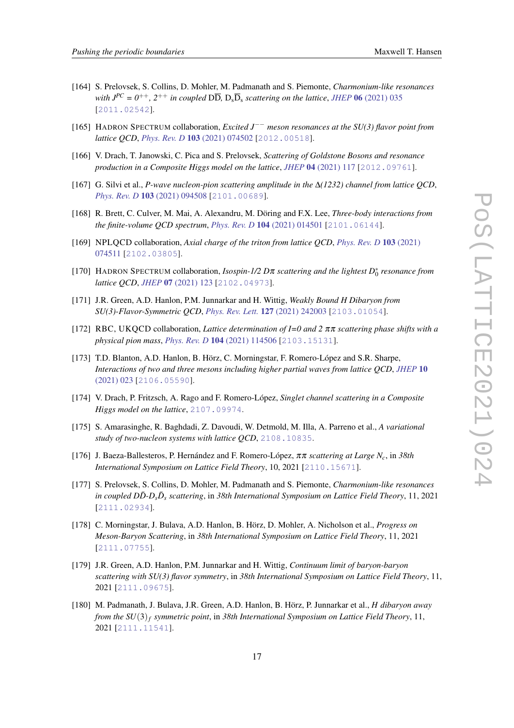[164] S. Prelovsek, S. Collins, D. Mohler, M. Padmanath and S. Piemonte, *Charmonium-like resonances with $J^{PC} = 0^{++}, 2^{++}$ in coupled $D\overline{D}$, $D_s\overline{D}_s$ scattering on the lattice*, *JHEP* **06** (2021) 035 [2011.02542].

[165] Hadron Spectrum collaboration, *Excited $J^{--}$ meson resonances at the SU(3) flavor point from lattice QCD*, *Phys. Rev. D* **103** (2021) 074502 [2012.00518].

[166] V. Drach, T. Janowski, C. Pica and S. Prelovsek, *Scattering of Goldstone Bosons and resonance production in a Composite Higgs model on the lattice*, *JHEP* **04** (2021) 117 [2012.09761].

[167] G. Silvi et al., *P-wave nucleon-pion scattering amplitude in the $\Delta(1232)$ channel from lattice QCD*, *Phys. Rev. D* **103** (2021) 094508 [2101.00689].

[168] R. Brett, C. Culver, M. Mai, A. Alexandru, M. Döring and F.X. Lee, *Three-body interactions from the finite-volume QCD spectrum*, *Phys. Rev. D* **104** (2021) 014501 [2101.06144].

[169] NPLQCD collaboration, *Axial charge of the triton from lattice QCD*, *Phys. Rev. D* **103** (2021) 074511 [2102.03805].

[170] Hadron Spectrum collaboration, *Isospin-1/2 $D\pi$ scattering and the lightest $D_0^*$ resonance from lattice QCD*, *JHEP* **07** (2021) 123 [2102.04973].

[171] J.R. Green, A.D. Hanlon, P.M. Junnarkar and H. Wittig, *Weakly Bound H Dibaryon from SU(3)-Flavor-Symmetric QCD*, *Phys. Rev. Lett.* **127** (2021) 242003 [2103.01054].

[172] RBC, UKQCD collaboration, *Lattice determination of I=0 and 2 $\pi\pi$ scattering phase shifts with a physical pion mass*, *Phys. Rev. D* **104** (2021) 114506 [2103.15131].

[173] T.D. Blanton, A.D. Hanlon, B. Hörz, C. Morningstar, F. Romero-López and S.R. Sharpe, *Interactions of two and three mesons including higher partial waves from lattice QCD*, *JHEP* **10** (2021) 023 [2106.05590].

[174] V. Drach, P. Fritzsch, A. Rago and F. Romero-López, *Singlet channel scattering in a Composite Higgs model on the lattice*, 2107.09974.

[175] S. Amarasinghe, R. Baghdadi, Z. Davoudi, W. Detmold, M. Illa, A. Parreno et al., *A variational study of two-nucleon systems with lattice QCD*, 2108.10835.

[176] J. Baeza-Ballesteros, P. Hernández and F. Romero-López, *$\pi\pi$ scattering at Large $N_c$*, in *38th International Symposium on Lattice Field Theory*, 10, 2021 [2110.15671].

[177] S. Prelovsek, S. Collins, D. Mohler, M. Padmanath and S. Piemonte, *Charmonium-like resonances in coupled $D\bar{D}$-$D_s\bar{D}_s$ scattering*, in *38th International Symposium on Lattice Field Theory*, 11, 2021 [2111.02934].

[178] C. Morningstar, J. Bulava, A.D. Hanlon, B. Hörz, D. Mohler, A. Nicholson et al., *Progress on Meson-Baryon Scattering*, in *38th International Symposium on Lattice Field Theory*, 11, 2021 [2111.07755].

[179] J.R. Green, A.D. Hanlon, P.M. Junnarkar and H. Wittig, *Continuum limit of baryon-baryon scattering with SU(3) flavor symmetry*, in *38th International Symposium on Lattice Field Theory*, 11, 2021 [2111.09675].

[180] M. Padmanath, J. Bulava, J.R. Green, A.D. Hanlon, B. Hörz, P. Junnarkar et al., *H dibaryon away from the $SU(3)_f$ symmetric point*, in *38th International Symposium on Lattice Field Theory*, 11, 2021 [2111.11541].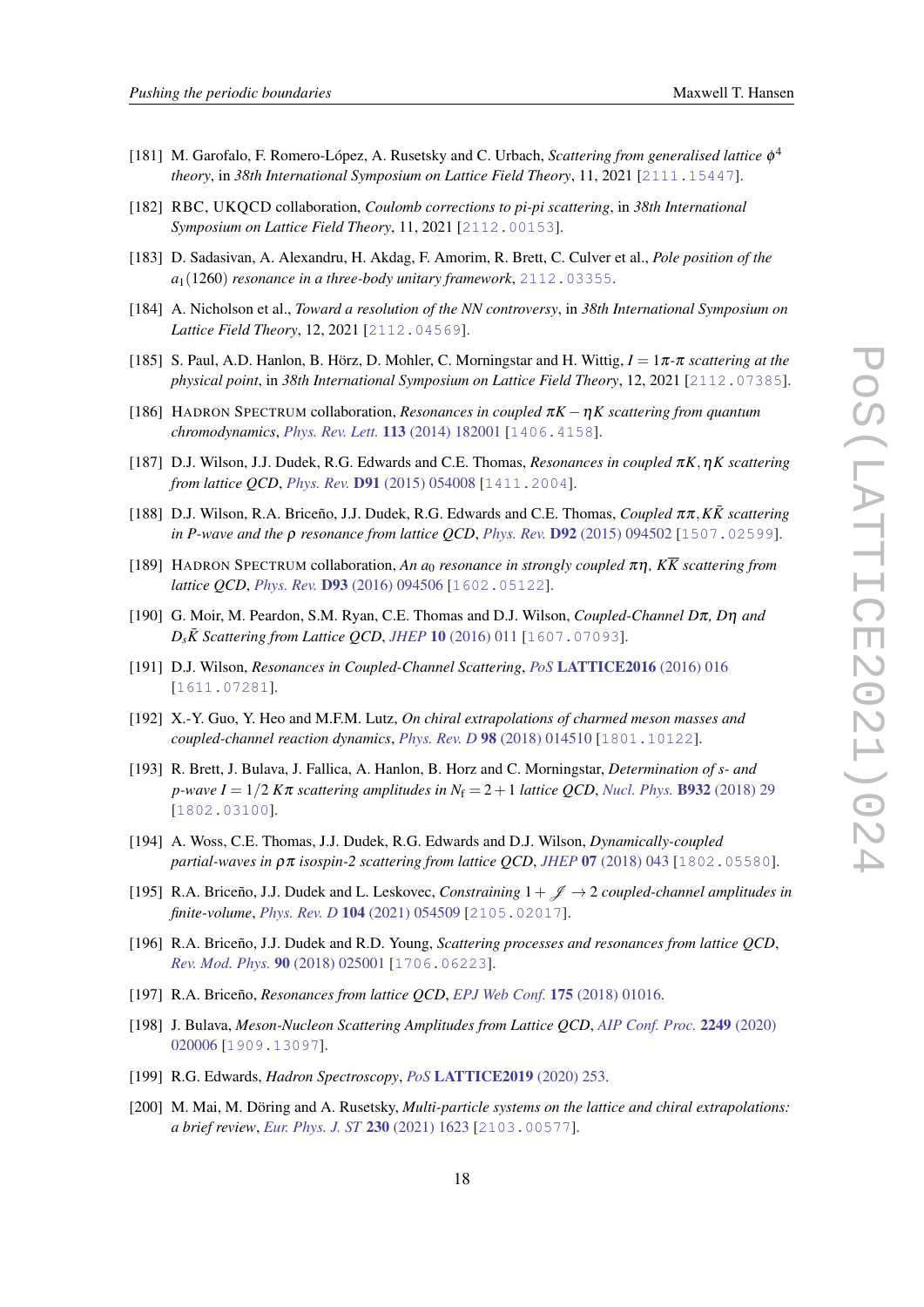[181] M. Garofalo, F. Romero-López, A. Rusetsky and C. Urbach, *Scattering from generalised lattice $\phi^4$ theory*, in *38th International Symposium on Lattice Field Theory*, 11, 2021 [2111.15447].

[182] RBC, UKQCD collaboration, *Coulomb corrections to pi-pi scattering*, in *38th International Symposium on Lattice Field Theory*, 11, 2021 [2112.00153].

[183] D. Sadasivan, A. Alexandru, H. Akdag, F. Amorim, R. Brett, C. Culver et al., *Pole position of the $a_1(1260)$ resonance in a three-body unitary framework*, 2112.03355.

[184] A. Nicholson et al., *Toward a resolution of the NN controversy*, in *38th International Symposium on Lattice Field Theory*, 12, 2021 [2112.04569].

[185] S. Paul, A.D. Hanlon, B. Hörz, D. Mohler, C. Morningstar and H. Wittig, *$I = 1$ $\pi$-$\pi$ scattering at the physical point*, in *38th International Symposium on Lattice Field Theory*, 12, 2021 [2112.07385].

[186] Hadron Spectrum collaboration, *Resonances in coupled $\pi K - \eta K$ scattering from quantum chromodynamics*, *Phys. Rev. Lett.* **113** (2014) 182001 [1406.4158].

[187] D.J. Wilson, J.J. Dudek, R.G. Edwards and C.E. Thomas, *Resonances in coupled $\pi K, \eta K$ scattering from lattice QCD*, *Phys. Rev.* **D91** (2015) 054008 [1411.2004].

[188] D.J. Wilson, R.A. Briceño, J.J. Dudek, R.G. Edwards and C.E. Thomas, *Coupled $\pi\pi, K\bar{K}$ scattering in P-wave and the $\rho$ resonance from lattice QCD*, *Phys. Rev.* **D92** (2015) 094502 [1507.02599].

[189] Hadron Spectrum collaboration, *An $a_0$ resonance in strongly coupled $\pi\eta$, $K\overline{K}$ scattering from lattice QCD*, *Phys. Rev.* **D93** (2016) 094506 [1602.05122].

[190] G. Moir, M. Peardon, S.M. Ryan, C.E. Thomas and D.J. Wilson, *Coupled-Channel $D\pi$, $D\eta$ and $D_s\bar{K}$ Scattering from Lattice QCD*, *JHEP* **10** (2016) 011 [1607.07093].

[191] D.J. Wilson, *Resonances in Coupled-Channel Scattering*, *PoS* **LATTICE2016** (2016) 016 [1611.07281].

[192] X.-Y. Guo, Y. Heo and M.F.M. Lutz, *On chiral extrapolations of charmed meson masses and coupled-channel reaction dynamics*, *Phys. Rev. D* **98** (2018) 014510 [1801.10122].

[193] R. Brett, J. Bulava, J. Fallica, A. Hanlon, B. Horz and C. Morningstar, *Determination of s- and p-wave $I = 1/2$ $K\pi$ scattering amplitudes in $N_{\rm f} = 2+1$ lattice QCD*, *Nucl. Phys.* **B932** (2018) 29 [1802.03100].

[194] A. Woss, C.E. Thomas, J.J. Dudek, R.G. Edwards and D.J. Wilson, *Dynamically-coupled partial-waves in $\rho\pi$ isospin-2 scattering from lattice QCD*, *JHEP* **07** (2018) 043 [1802.05580].

[195] R.A. Briceño, J.J. Dudek and L. Leskovec, *Constraining $1 + \mathscr{J} \to 2$ coupled-channel amplitudes in finite-volume*, *Phys. Rev. D* **104** (2021) 054509 [2105.02017].

[196] R.A. Briceño, J.J. Dudek and R.D. Young, *Scattering processes and resonances from lattice QCD*, *Rev. Mod. Phys.* **90** (2018) 025001 [1706.06223].

[197] R.A. Briceño, *Resonances from lattice QCD*, *EPJ Web Conf.* **175** (2018) 01016.

[198] J. Bulava, *Meson-Nucleon Scattering Amplitudes from Lattice QCD*, *AIP Conf. Proc.* **2249** (2020) 020006 [1909.13097].

[199] R.G. Edwards, *Hadron Spectroscopy*, *PoS* **LATTICE2019** (2020) 253.

[200] M. Mai, M. Döring and A. Rusetsky, *Multi-particle systems on the lattice and chiral extrapolations: a brief review*, *Eur. Phys. J. ST* **230** (2021) 1623 [2103.00577].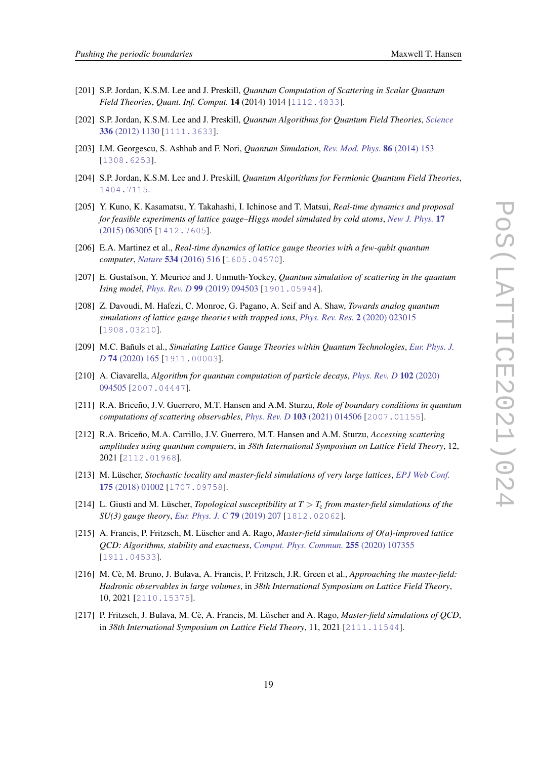[201] S.P. Jordan, K.S.M. Lee and J. Preskill, *Quantum Computation of Scattering in Scalar Quantum Field Theories*, *Quant. Inf. Comput.* **14** (2014) 1014 [1112.4833].

[202] S.P. Jordan, K.S.M. Lee and J. Preskill, *Quantum Algorithms for Quantum Field Theories*, *Science* **336** (2012) 1130 [1111.3633].

[203] I.M. Georgescu, S. Ashhab and F. Nori, *Quantum Simulation*, *Rev. Mod. Phys.* **86** (2014) 153 [1308.6253].

[204] S.P. Jordan, K.S.M. Lee and J. Preskill, *Quantum Algorithms for Fermionic Quantum Field Theories*, 1404.7115.

[205] Y. Kuno, K. Kasamatsu, Y. Takahashi, I. Ichinose and T. Matsui, *Real-time dynamics and proposal for feasible experiments of lattice gauge–Higgs model simulated by cold atoms*, *New J. Phys.* **17** (2015) 063005 [1412.7605].

[206] E.A. Martinez et al., *Real-time dynamics of lattice gauge theories with a few-qubit quantum computer*, *Nature* **534** (2016) 516 [1605.04570].

[207] E. Gustafson, Y. Meurice and J. Unmuth-Yockey, *Quantum simulation of scattering in the quantum Ising model*, *Phys. Rev. D* **99** (2019) 094503 [1901.05944].

[208] Z. Davoudi, M. Hafezi, C. Monroe, G. Pagano, A. Seif and A. Shaw, *Towards analog quantum simulations of lattice gauge theories with trapped ions*, *Phys. Rev. Res.* **2** (2020) 023015 [1908.03210].

[209] M.C. Bañuls et al., *Simulating Lattice Gauge Theories within Quantum Technologies*, *Eur. Phys. J. D* **74** (2020) 165 [1911.00003].

[210] A. Ciavarella, *Algorithm for quantum computation of particle decays*, *Phys. Rev. D* **102** (2020) 094505 [2007.04447].

[211] R.A. Briceño, J.V. Guerrero, M.T. Hansen and A.M. Sturzu, *Role of boundary conditions in quantum computations of scattering observables*, *Phys. Rev. D* **103** (2021) 014506 [2007.01155].

[212] R.A. Briceño, M.A. Carrillo, J.V. Guerrero, M.T. Hansen and A.M. Sturzu, *Accessing scattering amplitudes using quantum computers*, in *38th International Symposium on Lattice Field Theory*, 12, 2021 [2112.01968].

[213] M. Lüscher, *Stochastic locality and master-field simulations of very large lattices*, *EPJ Web Conf.* **175** (2018) 01002 [1707.09758].

[214] L. Giusti and M. Lüscher, *Topological susceptibility at $T > T_c$ from master-field simulations of the SU(3) gauge theory*, *Eur. Phys. J. C* **79** (2019) 207 [1812.02062].

[215] A. Francis, P. Fritzsch, M. Lüscher and A. Rago, *Master-field simulations of O(a)-improved lattice QCD: Algorithms, stability and exactness*, *Comput. Phys. Commun.* **255** (2020) 107355 [1911.04533].

[216] M. Cè, M. Bruno, J. Bulava, A. Francis, P. Fritzsch, J.R. Green et al., *Approaching the master-field: Hadronic observables in large volumes*, in *38th International Symposium on Lattice Field Theory*, 10, 2021 [2110.15375].

[217] P. Fritzsch, J. Bulava, M. Cè, A. Francis, M. Lüscher and A. Rago, *Master-field simulations of QCD*, in *38th International Symposium on Lattice Field Theory*, 11, 2021 [2111.11544].